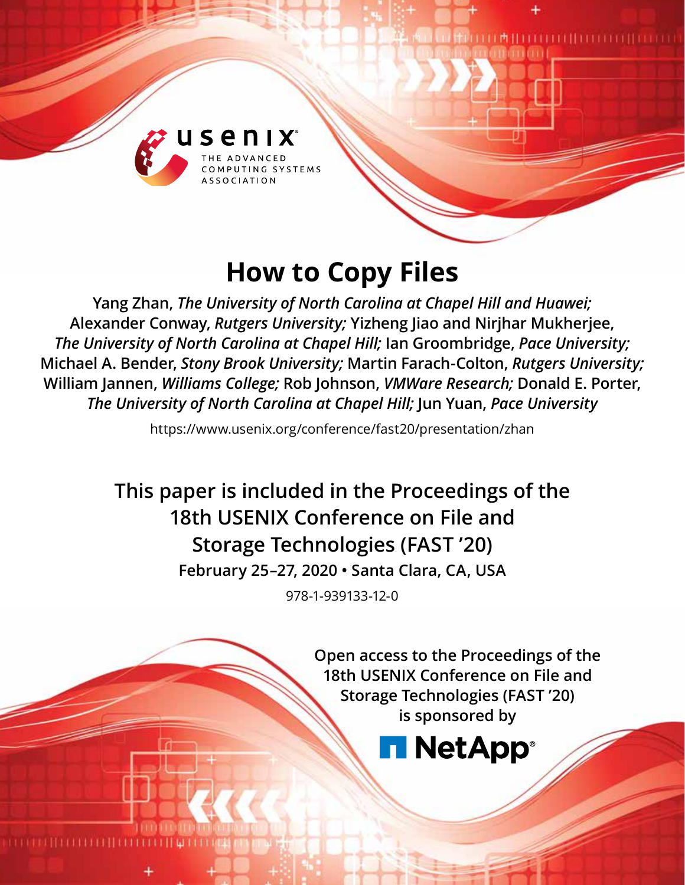# How to Copy Files

**Yang Zhan,** ***The University of North Carolina at Chapel Hill and Huawei;*** **Alexander Conway,** ***Rutgers University;*** **Yizheng Jiao and Nirjhar Mukherjee,** ***The University of North Carolina at Chapel Hill;*** **Ian Groombridge,** ***Pace University;*** **Michael A. Bender,** ***Stony Brook University;*** **Martin Farach-Colton,** ***Rutgers University;*** **William Jannen,** ***Williams College;*** **Rob Johnson,** ***VMWare Research;*** **Donald E. Porter,** ***The University of North Carolina at Chapel Hill;*** **Jun Yuan,** ***Pace University***

https://www.usenix.org/conference/fast20/presentation/zhan

**This paper is included in the Proceedings of the 18th USENIX Conference on File and Storage Technologies (FAST '20)**

**February 25–27, 2020 • Santa Clara, CA, USA**

978-1-939133-12-0

**Open access to the Proceedings of the 18th USENIX Conference on File and Storage Technologies (FAST '20) is sponsored by**

**NetApp**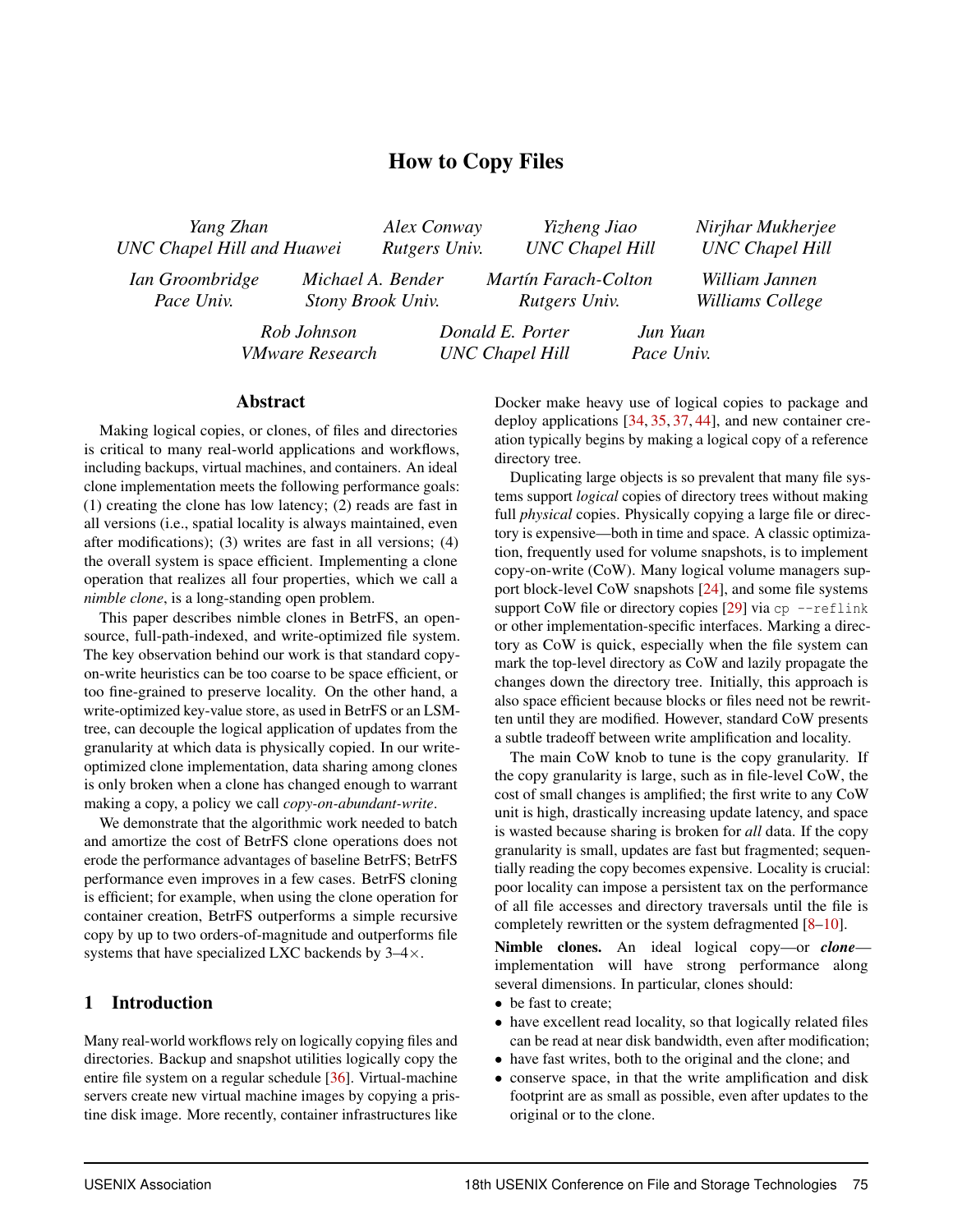# How to Copy Files

*Yang Zhan*
*UNC Chapel Hill and Huawei*

*Alex Conway*
*Rutgers Univ.*

*Yizheng Jiao*
*UNC Chapel Hill*

*Nirjhar Mukherjee*
*UNC Chapel Hill*

*Ian Groombridge*
*Pace Univ.*

*Michael A. Bender*
*Stony Brook Univ.*

*Martín Farach-Colton*
*Rutgers Univ.*

*William Jannen*
*Williams College*

*Rob Johnson*
*VMware Research*

*Donald E. Porter*
*UNC Chapel Hill*

*Jun Yuan*
*Pace Univ.*

## Abstract

Making logical copies, or clones, of files and directories is critical to many real-world applications and workflows, including backups, virtual machines, and containers. An ideal clone implementation meets the following performance goals: (1) creating the clone has low latency; (2) reads are fast in all versions (i.e., spatial locality is always maintained, even after modifications); (3) writes are fast in all versions; (4) the overall system is space efficient. Implementing a clone operation that realizes all four properties, which we call a *nimble clone*, is a long-standing open problem.

This paper describes nimble clones in BetrFS, an open-source, full-path-indexed, and write-optimized file system. The key observation behind our work is that standard copy-on-write heuristics can be too coarse to be space efficient, or too fine-grained to preserve locality. On the other hand, a write-optimized key-value store, as used in BetrFS or an LSM-tree, can decouple the logical application of updates from the granularity at which data is physically copied. In our write-optimized clone implementation, data sharing among clones is only broken when a clone has changed enough to warrant making a copy, a policy we call *copy-on-abundant-write*.

We demonstrate that the algorithmic work needed to batch and amortize the cost of BetrFS clone operations does not erode the performance advantages of baseline BetrFS; BetrFS performance even improves in a few cases. BetrFS cloning is efficient; for example, when using the clone operation for container creation, BetrFS outperforms a simple recursive copy by up to two orders-of-magnitude and outperforms file systems that have specialized LXC backends by 3–4×.

## 1 Introduction

Many real-world workflows rely on logically copying files and directories. Backup and snapshot utilities logically copy the entire file system on a regular schedule [36]. Virtual-machine servers create new virtual machine images by copying a pristine disk image. More recently, container infrastructures like Docker make heavy use of logical copies to package and deploy applications [34, 35, 37, 44], and new container creation typically begins by making a logical copy of a reference directory tree.

Duplicating large objects is so prevalent that many file systems support *logical* copies of directory trees without making full *physical* copies. Physically copying a large file or directory is expensive—both in time and space. A classic optimization, frequently used for volume snapshots, is to implement copy-on-write (CoW). Many logical volume managers support block-level CoW snapshots [24], and some file systems support CoW file or directory copies [29] via `cp --reflink` or other implementation-specific interfaces. Marking a directory as CoW is quick, especially when the file system can mark the top-level directory as CoW and lazily propagate the changes down the directory tree. Initially, this approach is also space efficient because blocks or files need not be rewritten until they are modified. However, standard CoW presents a subtle tradeoff between write amplification and locality.

The main CoW knob to tune is the copy granularity. If the copy granularity is large, such as in file-level CoW, the cost of small changes is amplified; the first write to any CoW unit is high, drastically increasing update latency, and space is wasted because sharing is broken for *all* data. If the copy granularity is small, updates are fast but fragmented; sequentially reading the copy becomes expensive. Locality is crucial: poor locality can impose a persistent tax on the performance of all file accesses and directory traversals until the file is completely rewritten or the system defragmented [8–10].

**Nimble clones.** An ideal logical copy—or ***clone***—implementation will have strong performance along several dimensions. In particular, clones should:

- be fast to create;
- have excellent read locality, so that logically related files can be read at near disk bandwidth, even after modification;
- have fast writes, both to the original and the clone; and
- conserve space, in that the write amplification and disk footprint are as small as possible, even after updates to the original or to the clone.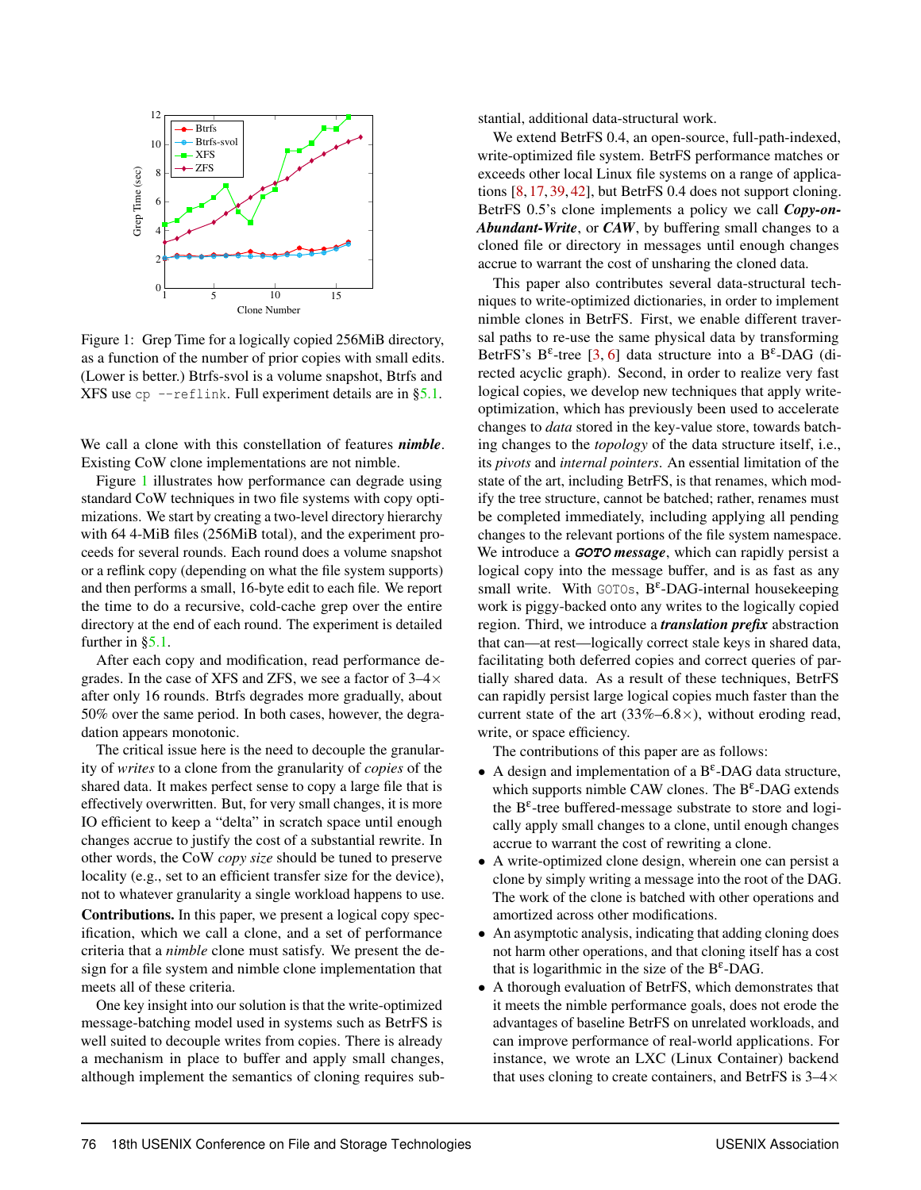Figure 1: Grep Time for a logically copied 256MiB directory, as a function of the number of prior copies with small edits. (Lower is better.) Btrfs-svol is a volume snapshot, Btrfs and XFS use `cp --reflink`. Full experiment details are in §5.1.

We call a clone with this constellation of features ***nimble***. Existing CoW clone implementations are not nimble.

Figure 1 illustrates how performance can degrade using standard CoW techniques in two file systems with copy optimizations. We start by creating a two-level directory hierarchy with 64 4-MiB files (256MiB total), and the experiment proceeds for several rounds. Each round does a volume snapshot or a reflink copy (depending on what the file system supports) and then performs a small, 16-byte edit to each file. We report the time to do a recursive, cold-cache grep over the entire directory at the end of each round. The experiment is detailed further in §5.1.

After each copy and modification, read performance degrades. In the case of XFS and ZFS, we see a factor of 3–4× after only 16 rounds. Btrfs degrades more gradually, about 50% over the same period. In both cases, however, the degradation appears monotonic.

The critical issue here is the need to decouple the granularity of *writes* to a clone from the granularity of *copies* of the shared data. It makes perfect sense to copy a large file that is effectively overwritten. But, for very small changes, it is more IO efficient to keep a "delta" in scratch space until enough changes accrue to justify the cost of a substantial rewrite. In other words, the CoW *copy size* should be tuned to preserve locality (e.g., set to an efficient transfer size for the device), not to whatever granularity a single workload happens to use.

**Contributions.** In this paper, we present a logical copy specification, which we call a clone, and a set of performance criteria that a *nimble* clone must satisfy. We present the design for a file system and nimble clone implementation that meets all of these criteria.

One key insight into our solution is that the write-optimized message-batching model used in systems such as BetrFS is well suited to decouple writes from copies. There is already a mechanism in place to buffer and apply small changes, although implement the semantics of cloning requires substantial, additional data-structural work.

We extend BetrFS 0.4, an open-source, full-path-indexed, write-optimized file system. BetrFS performance matches or exceeds other local Linux file systems on a range of applications [8, 17, 39, 42], but BetrFS 0.4 does not support cloning. BetrFS 0.5's clone implements a policy we call ***Copy-on-Abundant-Write***, or ***CAW***, by buffering small changes to a cloned file or directory in messages until enough changes accrue to warrant the cost of unsharing the cloned data.

This paper also contributes several data-structural techniques to write-optimized dictionaries, in order to implement nimble clones in BetrFS. First, we enable different traversal paths to re-use the same physical data by transforming BetrFS's $B^{\varepsilon}$-tree [3, 6] data structure into a $B^{\varepsilon}$-DAG (directed acyclic graph). Second, in order to realize very fast logical copies, we develop new techniques that apply write-optimization, which has previously been used to accelerate changes to *data* stored in the key-value store, towards batching changes to the *topology* of the data structure itself, i.e., its *pivots* and *internal pointers*. An essential limitation of the state of the art, including BetrFS, is that renames, which modify the tree structure, cannot be batched; rather, renames must be completed immediately, including applying all pending changes to the relevant portions of the file system namespace. We introduce a ***GOTO message***, which can rapidly persist a logical copy into the message buffer, and is as fast as any small write. With `GOTO`s, $B^{\varepsilon}$-DAG-internal housekeeping work is piggy-backed onto any writes to the logically copied region. Third, we introduce a ***translation prefix*** abstraction that can—at rest—logically correct stale keys in shared data, facilitating both deferred copies and correct queries of partially shared data. As a result of these techniques, BetrFS can rapidly persist large logical copies much faster than the current state of the art (33%–6.8×), without eroding read, write, or space efficiency.

The contributions of this paper are as follows:

- A design and implementation of a $B^{\varepsilon}$-DAG data structure, which supports nimble CAW clones. The $B^{\varepsilon}$-DAG extends the $B^{\varepsilon}$-tree buffered-message substrate to store and logically apply small changes to a clone, until enough changes accrue to warrant the cost of rewriting a clone.
- A write-optimized clone design, wherein one can persist a clone by simply writing a message into the root of the DAG. The work of the clone is batched with other operations and amortized across other modifications.
- An asymptotic analysis, indicating that adding cloning does not harm other operations, and that cloning itself has a cost that is logarithmic in the size of the $B^{\varepsilon}$-DAG.
- A thorough evaluation of BetrFS, which demonstrates that it meets the nimble performance goals, does not erode the advantages of baseline BetrFS on unrelated workloads, and can improve performance of real-world applications. For instance, we wrote an LXC (Linux Container) backend that uses cloning to create containers, and BetrFS is 3–4×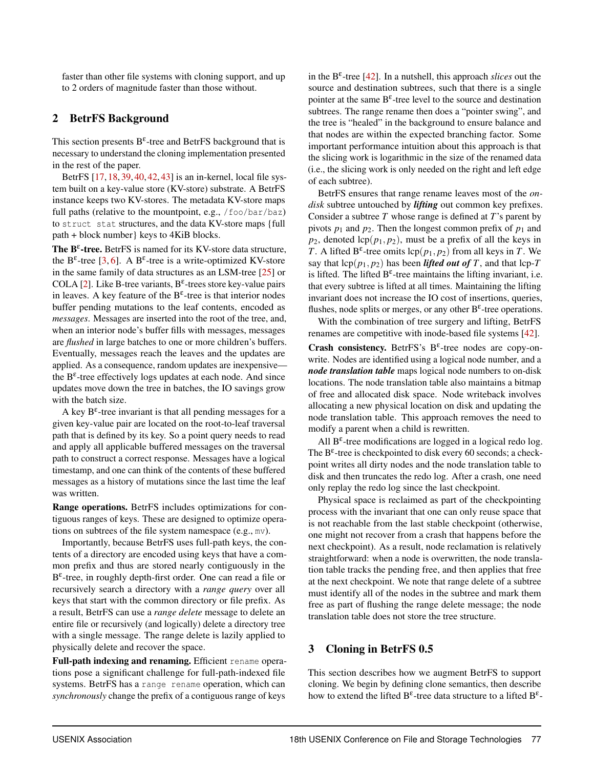faster than other file systems with cloning support, and up to 2 orders of magnitude faster than those without.

## 2 BetrFS Background

This section presents B$^\varepsilon$-tree and BetrFS background that is necessary to understand the cloning implementation presented in the rest of the paper.

BetrFS [17, 18, 39, 40, 42, 43] is an in-kernel, local file system built on a key-value store (KV-store) substrate. A BetrFS instance keeps two KV-stores. The metadata KV-store maps full paths (relative to the mountpoint, e.g., `/foo/bar/baz`) to `struct stat` structures, and the data KV-store maps {full path + block number} keys to 4KiB blocks.

**The B$^\varepsilon$-tree.** BetrFS is named for its KV-store data structure, the B$^\varepsilon$-tree [3, 6]. A B$^\varepsilon$-tree is a write-optimized KV-store in the same family of data structures as an LSM-tree [25] or COLA [2]. Like B-tree variants, B$^\varepsilon$-trees store key-value pairs in leaves. A key feature of the B$^\varepsilon$-tree is that interior nodes buffer pending mutations to the leaf contents, encoded as *messages*. Messages are inserted into the root of the tree, and, when an interior node's buffer fills with messages, messages are *flushed* in large batches to one or more children's buffers. Eventually, messages reach the leaves and the updates are applied. As a consequence, random updates are inexpensive—the B$^\varepsilon$-tree effectively logs updates at each node. And since updates move down the tree in batches, the IO savings grow with the batch size.

A key B$^\varepsilon$-tree invariant is that all pending messages for a given key-value pair are located on the root-to-leaf traversal path that is defined by its key. So a point query needs to read and apply all applicable buffered messages on the traversal path to construct a correct response. Messages have a logical timestamp, and one can think of the contents of these buffered messages as a history of mutations since the last time the leaf was written.

**Range operations.** BetrFS includes optimizations for contiguous ranges of keys. These are designed to optimize operations on subtrees of the file system namespace (e.g., `mv`).

Importantly, because BetrFS uses full-path keys, the contents of a directory are encoded using keys that have a common prefix and thus are stored nearly contiguously in the B$^\varepsilon$-tree, in roughly depth-first order. One can read a file or recursively search a directory with a *range query* over all keys that start with the common directory or file prefix. As a result, BetrFS can use a *range delete* message to delete an entire file or recursively (and logically) delete a directory tree with a single message. The range delete is lazily applied to physically delete and recover the space.

**Full-path indexing and renaming.** Efficient `rename` operations pose a significant challenge for full-path-indexed file systems. BetrFS has a `range rename` operation, which can *synchronously* change the prefix of a contiguous range of keys in the B$^\varepsilon$-tree [42]. In a nutshell, this approach *slices* out the source and destination subtrees, such that there is a single pointer at the same B$^\varepsilon$-tree level to the source and destination subtrees. The range rename then does a "pointer swing", and the tree is "healed" in the background to ensure balance and that nodes are within the expected branching factor. Some important performance intuition about this approach is that the slicing work is logarithmic in the size of the renamed data (i.e., the slicing work is only needed on the right and left edge of each subtree).

BetrFS ensures that range rename leaves most of the *on-disk* subtree untouched by ***lifting*** out common key prefixes. Consider a subtree $T$ whose range is defined at $T$'s parent by pivots $p_1$ and $p_2$. Then the longest common prefix of $p_1$ and $p_2$, denoted $\text{lcp}(p_1, p_2)$, must be a prefix of all the keys in $T$. A lifted B$^\varepsilon$-tree omits $\text{lcp}(p_1, p_2)$ from all keys in $T$. We say that $\text{lcp}(p_1, p_2)$ has been ***lifted out of*** $T$, and that lcp-$T$ is lifted. The lifted B$^\varepsilon$-tree maintains the lifting invariant, i.e. that every subtree is lifted at all times. Maintaining the lifting invariant does not increase the IO cost of insertions, queries, flushes, node splits or merges, or any other B$^\varepsilon$-tree operations.

With the combination of tree surgery and lifting, BetrFS renames are competitive with inode-based file systems [42].

**Crash consistency.** BetrFS's B$^\varepsilon$-tree nodes are copy-on-write. Nodes are identified using a logical node number, and a ***node translation table*** maps logical node numbers to on-disk locations. The node translation table also maintains a bitmap of free and allocated disk space. Node writeback involves allocating a new physical location on disk and updating the node translation table. This approach removes the need to modify a parent when a child is rewritten.

All B$^\varepsilon$-tree modifications are logged in a logical redo log. The B$^\varepsilon$-tree is checkpointed to disk every 60 seconds; a checkpoint writes all dirty nodes and the node translation table to disk and then truncates the redo log. After a crash, one need only replay the redo log since the last checkpoint.

Physical space is reclaimed as part of the checkpointing process with the invariant that one can only reuse space that is not reachable from the last stable checkpoint (otherwise, one might not recover from a crash that happens before the next checkpoint). As a result, node reclamation is relatively straightforward: when a node is overwritten, the node translation table tracks the pending free, and then applies that free at the next checkpoint. We note that range delete of a subtree must identify all of the nodes in the subtree and mark them free as part of flushing the range delete message; the node translation table does not store the tree structure.

## 3 Cloning in BetrFS 0.5

This section describes how we augment BetrFS to support cloning. We begin by defining clone semantics, then describe how to extend the lifted B$^\varepsilon$-tree data structure to a lifted B$^\varepsilon$-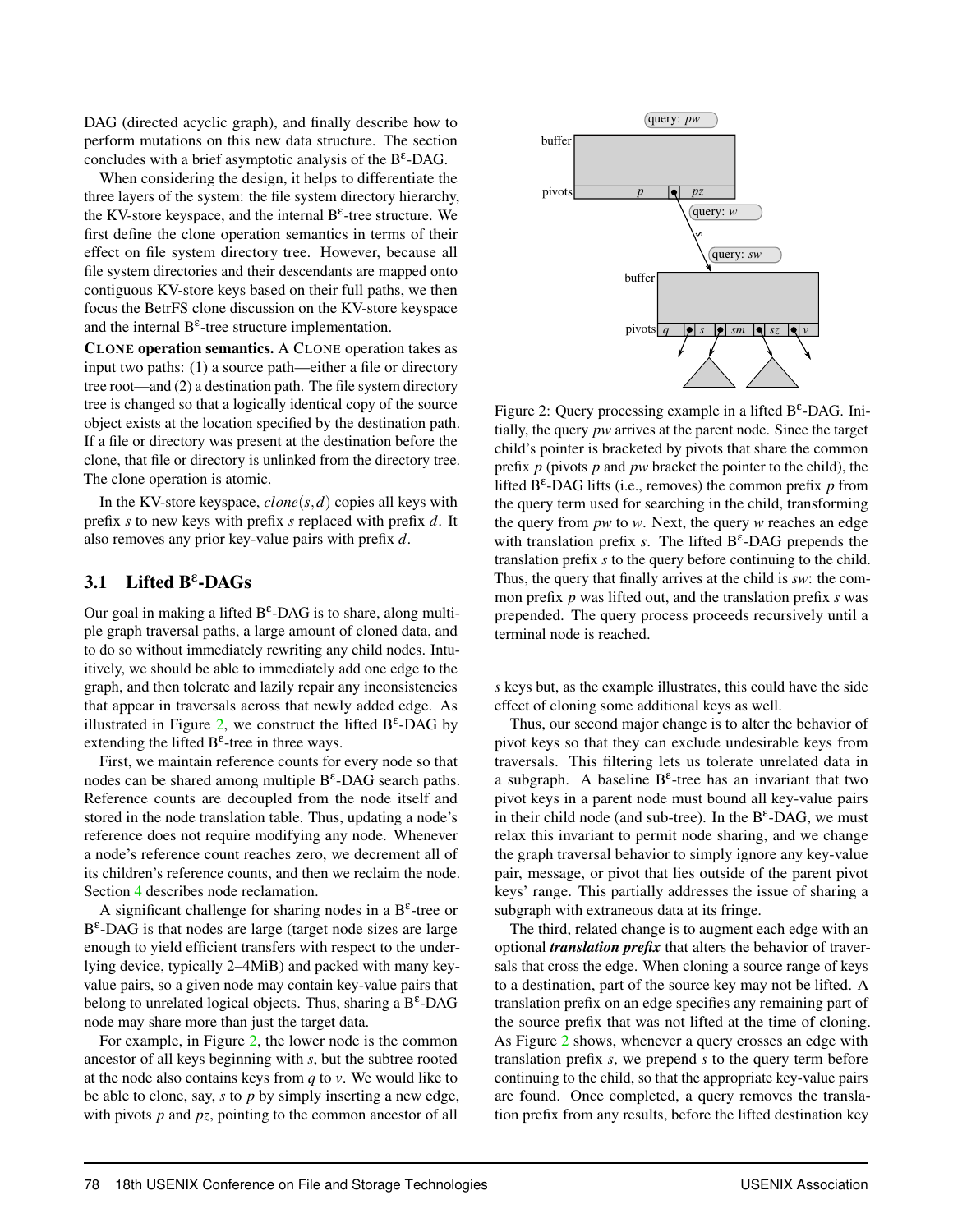DAG (directed acyclic graph), and finally describe how to perform mutations on this new data structure. The section concludes with a brief asymptotic analysis of the $B^{\varepsilon}$-DAG.

When considering the design, it helps to differentiate the three layers of the system: the file system directory hierarchy, the KV-store keyspace, and the internal $B^{\varepsilon}$-tree structure. We first define the clone operation semantics in terms of their effect on file system directory tree. However, because all file system directories and their descendants are mapped onto contiguous KV-store keys based on their full paths, we then focus the BetrFS clone discussion on the KV-store keyspace and the internal $B^{\varepsilon}$-tree structure implementation.

**CLONE operation semantics.** A CLONE operation takes as input two paths: (1) a source path—either a file or directory tree root—and (2) a destination path. The file system directory tree is changed so that a logically identical copy of the source object exists at the location specified by the destination path. If a file or directory was present at the destination before the clone, that file or directory is unlinked from the directory tree. The clone operation is atomic.

In the KV-store keyspace, $clone(s,d)$ copies all keys with prefix $s$ to new keys with prefix $s$ replaced with prefix $d$. It also removes any prior key-value pairs with prefix $d$.

### 3.1 Lifted $B^{\varepsilon}$-DAGs

Our goal in making a lifted $B^{\varepsilon}$-DAG is to share, along multiple graph traversal paths, a large amount of cloned data, and to do so without immediately rewriting any child nodes. Intuitively, we should be able to immediately add one edge to the graph, and then tolerate and lazily repair any inconsistencies that appear in traversals across that newly added edge. As illustrated in Figure 2, we construct the lifted $B^{\varepsilon}$-DAG by extending the lifted $B^{\varepsilon}$-tree in three ways.

First, we maintain reference counts for every node so that nodes can be shared among multiple $B^{\varepsilon}$-DAG search paths. Reference counts are decoupled from the node itself and stored in the node translation table. Thus, updating a node's reference does not require modifying any node. Whenever a node's reference count reaches zero, we decrement all of its children's reference counts, and then we reclaim the node. Section 4 describes node reclamation.

A significant challenge for sharing nodes in a $B^{\varepsilon}$-tree or $B^{\varepsilon}$-DAG is that nodes are large (target node sizes are large enough to yield efficient transfers with respect to the underlying device, typically 2–4MiB) and packed with many key-value pairs, so a given node may contain key-value pairs that belong to unrelated logical objects. Thus, sharing a $B^{\varepsilon}$-DAG node may share more than just the target data.

For example, in Figure 2, the lower node is the common ancestor of all keys beginning with $s$, but the subtree rooted at the node also contains keys from $q$ to $v$. We would like to be able to clone, say, $s$ to $p$ by simply inserting a new edge, with pivots $p$ and $pz$, pointing to the common ancestor of all

Figure 2: Query processing example in a lifted $B^{\varepsilon}$-DAG. Initially, the query $pw$ arrives at the parent node. Since the target child's pointer is bracketed by pivots that share the common prefix $p$ (pivots $p$ and $pw$ bracket the pointer to the child), the lifted $B^{\varepsilon}$-DAG lifts (i.e., removes) the common prefix $p$ from the query term used for searching in the child, transforming the query from $pw$ to $w$. Next, the query $w$ reaches an edge with translation prefix $s$. The lifted $B^{\varepsilon}$-DAG prepends the translation prefix $s$ to the query before continuing to the child. Thus, the query that finally arrives at the child is $sw$: the common prefix $p$ was lifted out, and the translation prefix $s$ was prepended. The query process proceeds recursively until a terminal node is reached.

$s$ keys but, as the example illustrates, this could have the side effect of cloning some additional keys as well.

Thus, our second major change is to alter the behavior of pivot keys so that they can exclude undesirable keys from traversals. This filtering lets us tolerate unrelated data in a subgraph. A baseline $B^{\varepsilon}$-tree has an invariant that two pivot keys in a parent node must bound all key-value pairs in their child node (and sub-tree). In the $B^{\varepsilon}$-DAG, we must relax this invariant to permit node sharing, and we change the graph traversal behavior to simply ignore any key-value pair, message, or pivot that lies outside of the parent pivot keys' range. This partially addresses the issue of sharing a subgraph with extraneous data at its fringe.

The third, related change is to augment each edge with an optional ***translation prefix*** that alters the behavior of traversals that cross the edge. When cloning a source range of keys to a destination, part of the source key may not be lifted. A translation prefix on an edge specifies any remaining part of the source prefix that was not lifted at the time of cloning. As Figure 2 shows, whenever a query crosses an edge with translation prefix $s$, we prepend $s$ to the query term before continuing to the child, so that the appropriate key-value pairs are found. Once completed, a query removes the translation prefix from any results, before the lifted destination key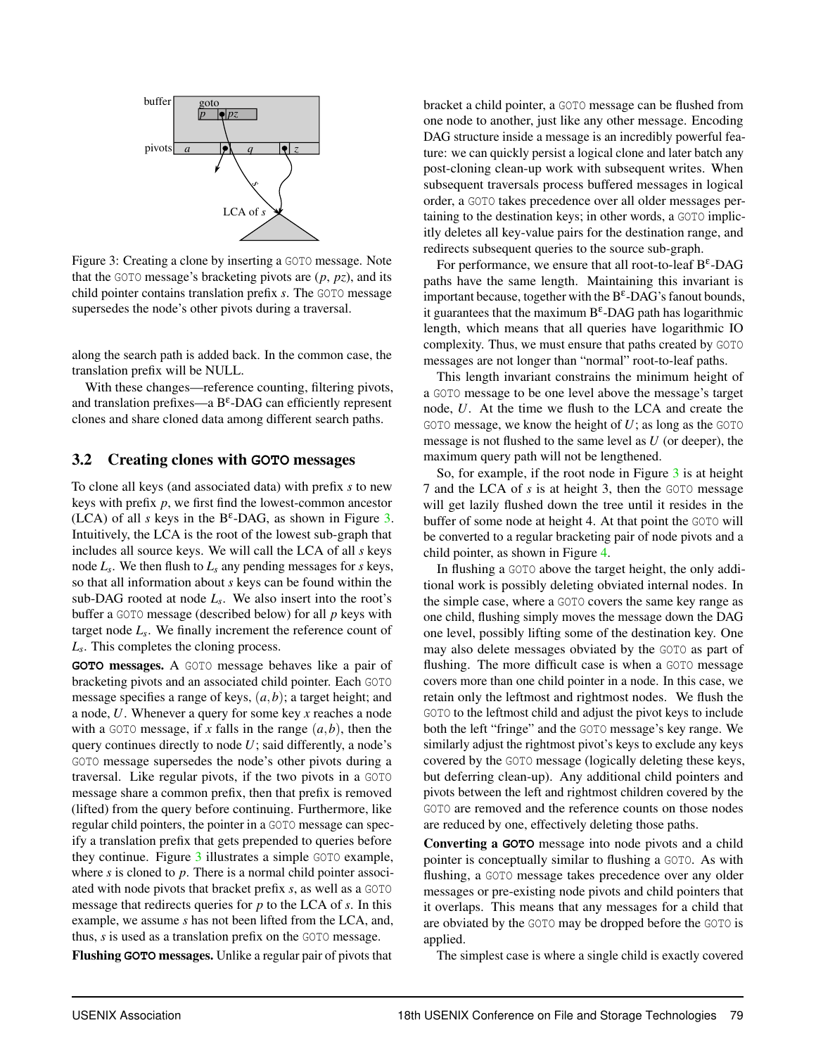Figure 3: Creating a clone by inserting a GOTO message. Note that the GOTO message's bracketing pivots are ($p$, $pz$), and its child pointer contains translation prefix $s$. The GOTO message supersedes the node's other pivots during a traversal.

along the search path is added back. In the common case, the translation prefix will be NULL.

With these changes—reference counting, filtering pivots, and translation prefixes—a B$^\varepsilon$-DAG can efficiently represent clones and share cloned data among different search paths.

## 3.2 Creating clones with GOTO messages

To clone all keys (and associated data) with prefix $s$ to new keys with prefix $p$, we first find the lowest-common ancestor (LCA) of all $s$ keys in the B$^\varepsilon$-DAG, as shown in Figure 3. Intuitively, the LCA is the root of the lowest sub-graph that includes all source keys. We will call the LCA of all $s$ keys node $L_s$. We then flush to $L_s$ any pending messages for $s$ keys, so that all information about $s$ keys can be found within the sub-DAG rooted at node $L_s$. We also insert into the root's buffer a GOTO message (described below) for all $p$ keys with target node $L_s$. We finally increment the reference count of $L_s$. This completes the cloning process.

**GOTO messages.** A GOTO message behaves like a pair of bracketing pivots and an associated child pointer. Each GOTO message specifies a range of keys, $(a,b)$; a target height; and a node, $U$. Whenever a query for some key $x$ reaches a node with a GOTO message, if $x$ falls in the range $(a,b)$, then the query continues directly to node $U$; said differently, a node's GOTO message supersedes the node's other pivots during a traversal. Like regular pivots, if the two pivots in a GOTO message share a common prefix, then that prefix is removed (lifted) from the query before continuing. Furthermore, like regular child pointers, the pointer in a GOTO message can specify a translation prefix that gets prepended to queries before they continue. Figure 3 illustrates a simple GOTO example, where $s$ is cloned to $p$. There is a normal child pointer associated with node pivots that bracket prefix $s$, as well as a GOTO message that redirects queries for $p$ to the LCA of $s$. In this example, we assume $s$ has not been lifted from the LCA, and, thus, $s$ is used as a translation prefix on the GOTO message.

**Flushing GOTO messages.** Unlike a regular pair of pivots that bracket a child pointer, a GOTO message can be flushed from one node to another, just like any other message. Encoding DAG structure inside a message is an incredibly powerful feature: we can quickly persist a logical clone and later batch any post-cloning clean-up work with subsequent writes. When subsequent traversals process buffered messages in logical order, a GOTO takes precedence over all older messages pertaining to the destination keys; in other words, a GOTO implicitly deletes all key-value pairs for the destination range, and redirects subsequent queries to the source sub-graph.

For performance, we ensure that all root-to-leaf B$^\varepsilon$-DAG paths have the same length. Maintaining this invariant is important because, together with the B$^\varepsilon$-DAG's fanout bounds, it guarantees that the maximum B$^\varepsilon$-DAG path has logarithmic length, which means that all queries have logarithmic IO complexity. Thus, we must ensure that paths created by GOTO messages are not longer than "normal" root-to-leaf paths.

This length invariant constrains the minimum height of a GOTO message to be one level above the message's target node, $U$. At the time we flush to the LCA and create the GOTO message, we know the height of $U$; as long as the GOTO message is not flushed to the same level as $U$ (or deeper), the maximum query path will not be lengthened.

So, for example, if the root node in Figure 3 is at height 7 and the LCA of $s$ is at height 3, then the GOTO message will get lazily flushed down the tree until it resides in the buffer of some node at height 4. At that point the GOTO will be converted to a regular bracketing pair of node pivots and a child pointer, as shown in Figure 4.

In flushing a GOTO above the target height, the only additional work is possibly deleting obviated internal nodes. In the simple case, where a GOTO covers the same key range as one child, flushing simply moves the message down the DAG one level, possibly lifting some of the destination key. One may also delete messages obviated by the GOTO as part of flushing. The more difficult case is when a GOTO message covers more than one child pointer in a node. In this case, we retain only the leftmost and rightmost nodes. We flush the GOTO to the leftmost child and adjust the pivot keys to include both the left "fringe" and the GOTO message's key range. We similarly adjust the rightmost pivot's keys to exclude any keys covered by the GOTO message (logically deleting these keys, but deferring clean-up). Any additional child pointers and pivots between the left and rightmost children covered by the GOTO are removed and the reference counts on those nodes are reduced by one, effectively deleting those paths.

**Converting a GOTO** message into node pivots and a child pointer is conceptually similar to flushing a GOTO. As with flushing, a GOTO message takes precedence over any older messages or pre-existing node pivots and child pointers that it overlaps. This means that any messages for a child that are obviated by the GOTO may be dropped before the GOTO is applied.

The simplest case is where a single child is exactly covered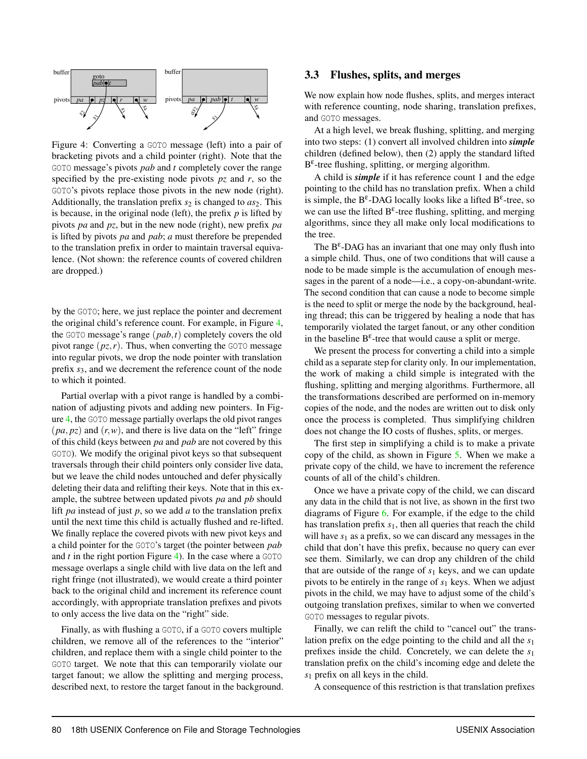Figure 4: Converting a GOTO message (left) into a pair of bracketing pivots and a child pointer (right). Note that the GOTO message's pivots *pab* and *t* completely cover the range specified by the pre-existing node pivots *pz* and *r*, so the GOTO's pivots replace those pivots in the new node (right). Additionally, the translation prefix $s_2$ is changed to $as_2$. This is because, in the original node (left), the prefix *p* is lifted by pivots *pa* and *pz*, but in the new node (right), new prefix *pa* is lifted by pivots *pa* and *pab*; *a* must therefore be prepended to the translation prefix in order to maintain traversal equivalence. (Not shown: the reference counts of covered children are dropped.)

by the GOTO; here, we just replace the pointer and decrement the original child's reference count. For example, in Figure 4, the GOTO message's range $(pab, t)$ completely covers the old pivot range $(pz, r)$. Thus, when converting the GOTO message into regular pivots, we drop the node pointer with translation prefix $s_3$, and we decrement the reference count of the node to which it pointed.

Partial overlap with a pivot range is handled by a combination of adjusting pivots and adding new pointers. In Figure 4, the GOTO message partially overlaps the old pivot ranges $(pa, pz)$ and $(r, w)$, and there is live data on the "left" fringe of this child (keys between *pa* and *pab* are not covered by this GOTO). We modify the original pivot keys so that subsequent traversals through their child pointers only consider live data, but we leave the child nodes untouched and defer physically deleting their data and relifting their keys. Note that in this example, the subtree between updated pivots *pa* and *pb* should lift *pa* instead of just *p*, so we add *a* to the translation prefix until the next time this child is actually flushed and re-lifted. We finally replace the covered pivots with new pivot keys and a child pointer for the GOTO's target (the pointer between *pab* and *t* in the right portion Figure 4). In the case where a GOTO message overlaps a single child with live data on the left and right fringe (not illustrated), we would create a third pointer back to the original child and increment its reference count accordingly, with appropriate translation prefixes and pivots to only access the live data on the "right" side.

Finally, as with flushing a GOTO, if a GOTO covers multiple children, we remove all of the references to the "interior" children, and replace them with a single child pointer to the GOTO target. We note that this can temporarily violate our target fanout; we allow the splitting and merging process, described next, to restore the target fanout in the background.

### 3.3 Flushes, splits, and merges

We now explain how node flushes, splits, and merges interact with reference counting, node sharing, translation prefixes, and GOTO messages.

At a high level, we break flushing, splitting, and merging into two steps: (1) convert all involved children into ***simple*** children (defined below), then (2) apply the standard lifted $B^\varepsilon$-tree flushing, splitting, or merging algorithm.

A child is ***simple*** if it has reference count 1 and the edge pointing to the child has no translation prefix. When a child is simple, the $B^\varepsilon$-DAG locally looks like a lifted $B^\varepsilon$-tree, so we can use the lifted $B^\varepsilon$-tree flushing, splitting, and merging algorithms, since they all make only local modifications to the tree.

The $B^\varepsilon$-DAG has an invariant that one may only flush into a simple child. Thus, one of two conditions that will cause a node to be made simple is the accumulation of enough messages in the parent of a node—i.e., a copy-on-abundant-write. The second condition that can cause a node to become simple is the need to split or merge the node by the background, healing thread; this can be triggered by healing a node that has temporarily violated the target fanout, or any other condition in the baseline $B^\varepsilon$-tree that would cause a split or merge.

We present the process for converting a child into a simple child as a separate step for clarity only. In our implementation, the work of making a child simple is integrated with the flushing, splitting and merging algorithms. Furthermore, all the transformations described are performed on in-memory copies of the node, and the nodes are written out to disk only once the process is completed. Thus simplifying children does not change the IO costs of flushes, splits, or merges.

The first step in simplifying a child is to make a private copy of the child, as shown in Figure 5. When we make a private copy of the child, we have to increment the reference counts of all of the child's children.

Once we have a private copy of the child, we can discard any data in the child that is not live, as shown in the first two diagrams of Figure 6. For example, if the edge to the child has translation prefix $s_1$, then all queries that reach the child will have $s_1$ as a prefix, so we can discard any messages in the child that don't have this prefix, because no query can ever see them. Similarly, we can drop any children of the child that are outside of the range of $s_1$ keys, and we can update pivots to be entirely in the range of $s_1$ keys. When we adjust pivots in the child, we may have to adjust some of the child's outgoing translation prefixes, similar to when we converted GOTO messages to regular pivots.

Finally, we can relift the child to "cancel out" the translation prefix on the edge pointing to the child and all the $s_1$ prefixes inside the child. Concretely, we can delete the $s_1$ translation prefix on the child's incoming edge and delete the $s_1$ prefix on all keys in the child.

A consequence of this restriction is that translation prefixes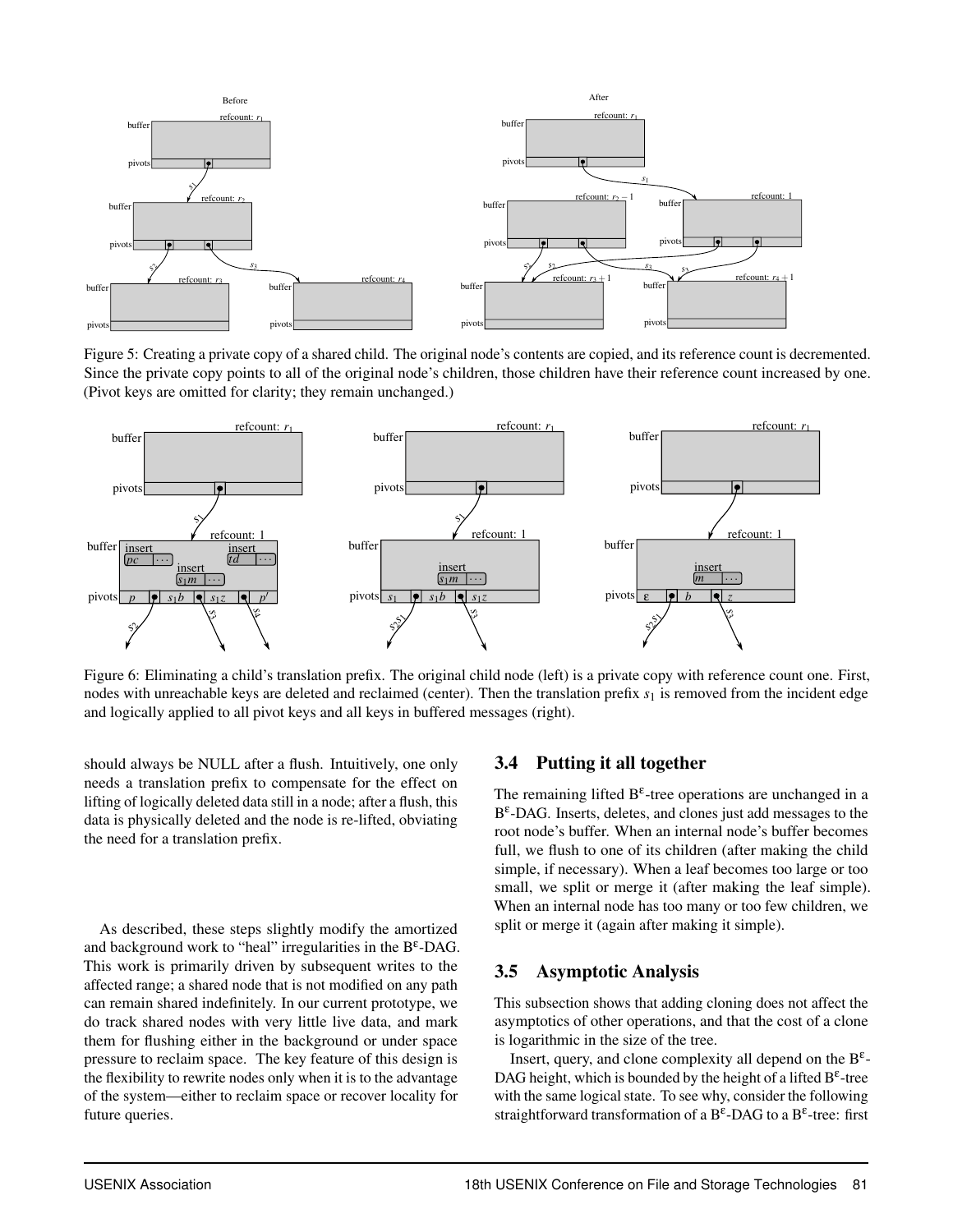Figure 5: Creating a private copy of a shared child. The original node's contents are copied, and its reference count is decremented. Since the private copy points to all of the original node's children, those children have their reference count increased by one. (Pivot keys are omitted for clarity; they remain unchanged.)

Figure 6: Eliminating a child's translation prefix. The original child node (left) is a private copy with reference count one. First, nodes with unreachable keys are deleted and reclaimed (center). Then the translation prefix $s_1$ is removed from the incident edge and logically applied to all pivot keys and all keys in buffered messages (right).

should always be NULL after a flush. Intuitively, one only needs a translation prefix to compensate for the effect on lifting of logically deleted data still in a node; after a flush, this data is physically deleted and the node is re-lifted, obviating the need for a translation prefix.

As described, these steps slightly modify the amortized and background work to "heal" irregularities in the $B^{\varepsilon}$-DAG. This work is primarily driven by subsequent writes to the affected range; a shared node that is not modified on any path can remain shared indefinitely. In our current prototype, we do track shared nodes with very little live data, and mark them for flushing either in the background or under space pressure to reclaim space. The key feature of this design is the flexibility to rewrite nodes only when it is to the advantage of the system—either to reclaim space or recover locality for future queries.

## 3.4 Putting it all together

The remaining lifted $B^{\varepsilon}$-tree operations are unchanged in a $B^{\varepsilon}$-DAG. Inserts, deletes, and clones just add messages to the root node's buffer. When an internal node's buffer becomes full, we flush to one of its children (after making the child simple, if necessary). When a leaf becomes too large or too small, we split or merge it (after making the leaf simple). When an internal node has too many or too few children, we split or merge it (again after making it simple).

## 3.5 Asymptotic Analysis

This subsection shows that adding cloning does not affect the asymptotics of other operations, and that the cost of a clone is logarithmic in the size of the tree.

Insert, query, and clone complexity all depend on the $B^{\varepsilon}$-DAG height, which is bounded by the height of a lifted $B^{\varepsilon}$-tree with the same logical state. To see why, consider the following straightforward transformation of a $B^{\varepsilon}$-DAG to a $B^{\varepsilon}$-tree: first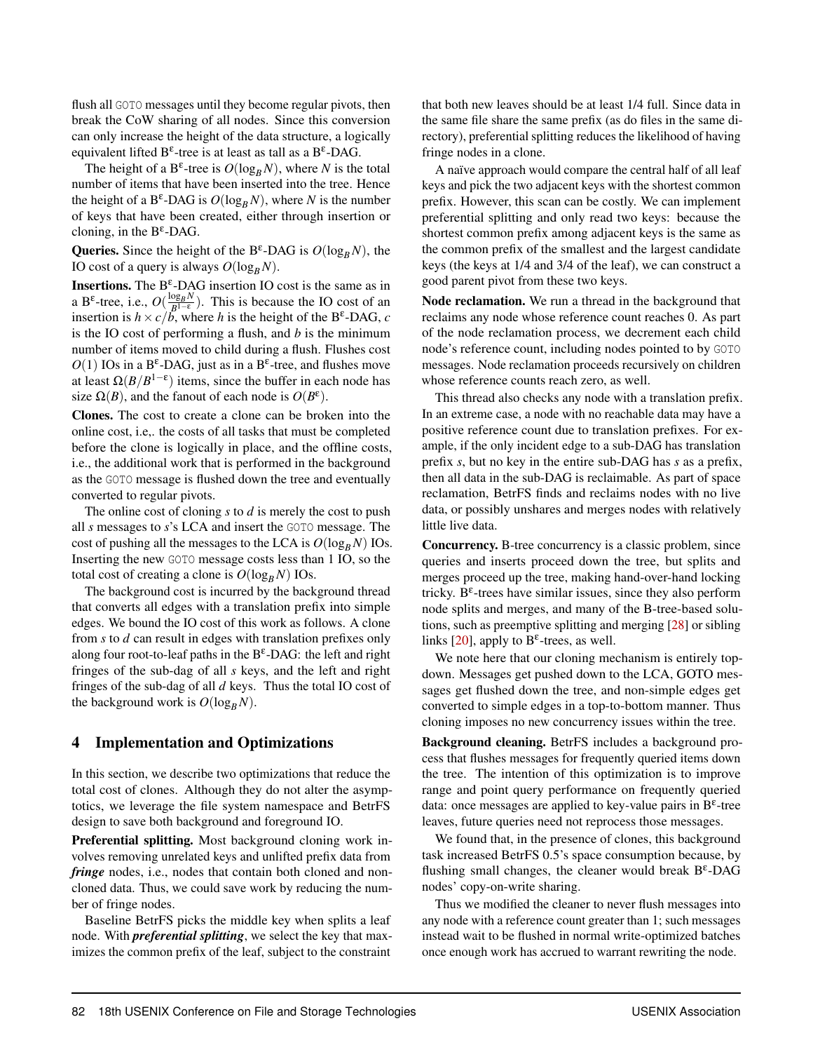flush all GOTO messages until they become regular pivots, then break the CoW sharing of all nodes. Since this conversion can only increase the height of the data structure, a logically equivalent lifted B$^\varepsilon$-tree is at least as tall as a B$^\varepsilon$-DAG.

The height of a B$^\varepsilon$-tree is $O(\log_B N)$, where $N$ is the total number of items that have been inserted into the tree. Hence the height of a B$^\varepsilon$-DAG is $O(\log_B N)$, where $N$ is the number of keys that have been created, either through insertion or cloning, in the B$^\varepsilon$-DAG.

**Queries.** Since the height of the B$^\varepsilon$-DAG is $O(\log_B N)$, the IO cost of a query is always $O(\log_B N)$.

**Insertions.** The B$^\varepsilon$-DAG insertion IO cost is the same as in a B$^\varepsilon$-tree, i.e., $O(\frac{\log_B N}{B^{1-\varepsilon}})$. This is because the IO cost of an insertion is $h \times c/b$, where $h$ is the height of the B$^\varepsilon$-DAG, $c$ is the IO cost of performing a flush, and $b$ is the minimum number of items moved to child during a flush. Flushes cost $O(1)$ IOs in a B$^\varepsilon$-DAG, just as in a B$^\varepsilon$-tree, and flushes move at least $\Omega(B/B^{1-\varepsilon})$ items, since the buffer in each node has size $\Omega(B)$, and the fanout of each node is $O(B^\varepsilon)$.

**Clones.** The cost to create a clone can be broken into the online cost, i.e,. the costs of all tasks that must be completed before the clone is logically in place, and the offline costs, i.e., the additional work that is performed in the background as the GOTO message is flushed down the tree and eventually converted to regular pivots.

The online cost of cloning $s$ to $d$ is merely the cost to push all $s$ messages to $s$'s LCA and insert the GOTO message. The cost of pushing all the messages to the LCA is $O(\log_B N)$ IOs. Inserting the new GOTO message costs less than 1 IO, so the total cost of creating a clone is $O(\log_B N)$ IOs.

The background cost is incurred by the background thread that converts all edges with a translation prefix into simple edges. We bound the IO cost of this work as follows. A clone from $s$ to $d$ can result in edges with translation prefixes only along four root-to-leaf paths in the B$^\varepsilon$-DAG: the left and right fringes of the sub-dag of all $s$ keys, and the left and right fringes of the sub-dag of all $d$ keys. Thus the total IO cost of the background work is $O(\log_B N)$.

## 4 Implementation and Optimizations

In this section, we describe two optimizations that reduce the total cost of clones. Although they do not alter the asymptotics, we leverage the file system namespace and BetrFS design to save both background and foreground IO.

**Preferential splitting.** Most background cloning work involves removing unrelated keys and unlifted prefix data from ***fringe*** nodes, i.e., nodes that contain both cloned and non-cloned data. Thus, we could save work by reducing the number of fringe nodes.

Baseline BetrFS picks the middle key when splits a leaf node. With ***preferential splitting***, we select the key that maximizes the common prefix of the leaf, subject to the constraint that both new leaves should be at least 1/4 full. Since data in the same file share the same prefix (as do files in the same directory), preferential splitting reduces the likelihood of having fringe nodes in a clone.

A naïve approach would compare the central half of all leaf keys and pick the two adjacent keys with the shortest common prefix. However, this scan can be costly. We can implement preferential splitting and only read two keys: because the shortest common prefix among adjacent keys is the same as the common prefix of the smallest and the largest candidate keys (the keys at 1/4 and 3/4 of the leaf), we can construct a good parent pivot from these two keys.

**Node reclamation.** We run a thread in the background that reclaims any node whose reference count reaches 0. As part of the node reclamation process, we decrement each child node's reference count, including nodes pointed to by GOTO messages. Node reclamation proceeds recursively on children whose reference counts reach zero, as well.

This thread also checks any node with a translation prefix. In an extreme case, a node with no reachable data may have a positive reference count due to translation prefixes. For example, if the only incident edge to a sub-DAG has translation prefix $s$, but no key in the entire sub-DAG has $s$ as a prefix, then all data in the sub-DAG is reclaimable. As part of space reclamation, BetrFS finds and reclaims nodes with no live data, or possibly unshares and merges nodes with relatively little live data.

**Concurrency.** B-tree concurrency is a classic problem, since queries and inserts proceed down the tree, but splits and merges proceed up the tree, making hand-over-hand locking tricky. B$^\varepsilon$-trees have similar issues, since they also perform node splits and merges, and many of the B-tree-based solutions, such as preemptive splitting and merging [28] or sibling links [20], apply to B$^\varepsilon$-trees, as well.

We note here that our cloning mechanism is entirely top-down. Messages get pushed down to the LCA, GOTO messages get flushed down the tree, and non-simple edges get converted to simple edges in a top-to-bottom manner. Thus cloning imposes no new concurrency issues within the tree.

**Background cleaning.** BetrFS includes a background process that flushes messages for frequently queried items down the tree. The intention of this optimization is to improve range and point query performance on frequently queried data: once messages are applied to key-value pairs in B$^\varepsilon$-tree leaves, future queries need not reprocess those messages.

We found that, in the presence of clones, this background task increased BetrFS 0.5's space consumption because, by flushing small changes, the cleaner would break B$^\varepsilon$-DAG nodes' copy-on-write sharing.

Thus we modified the cleaner to never flush messages into any node with a reference count greater than 1; such messages instead wait to be flushed in normal write-optimized batches once enough work has accrued to warrant rewriting the node.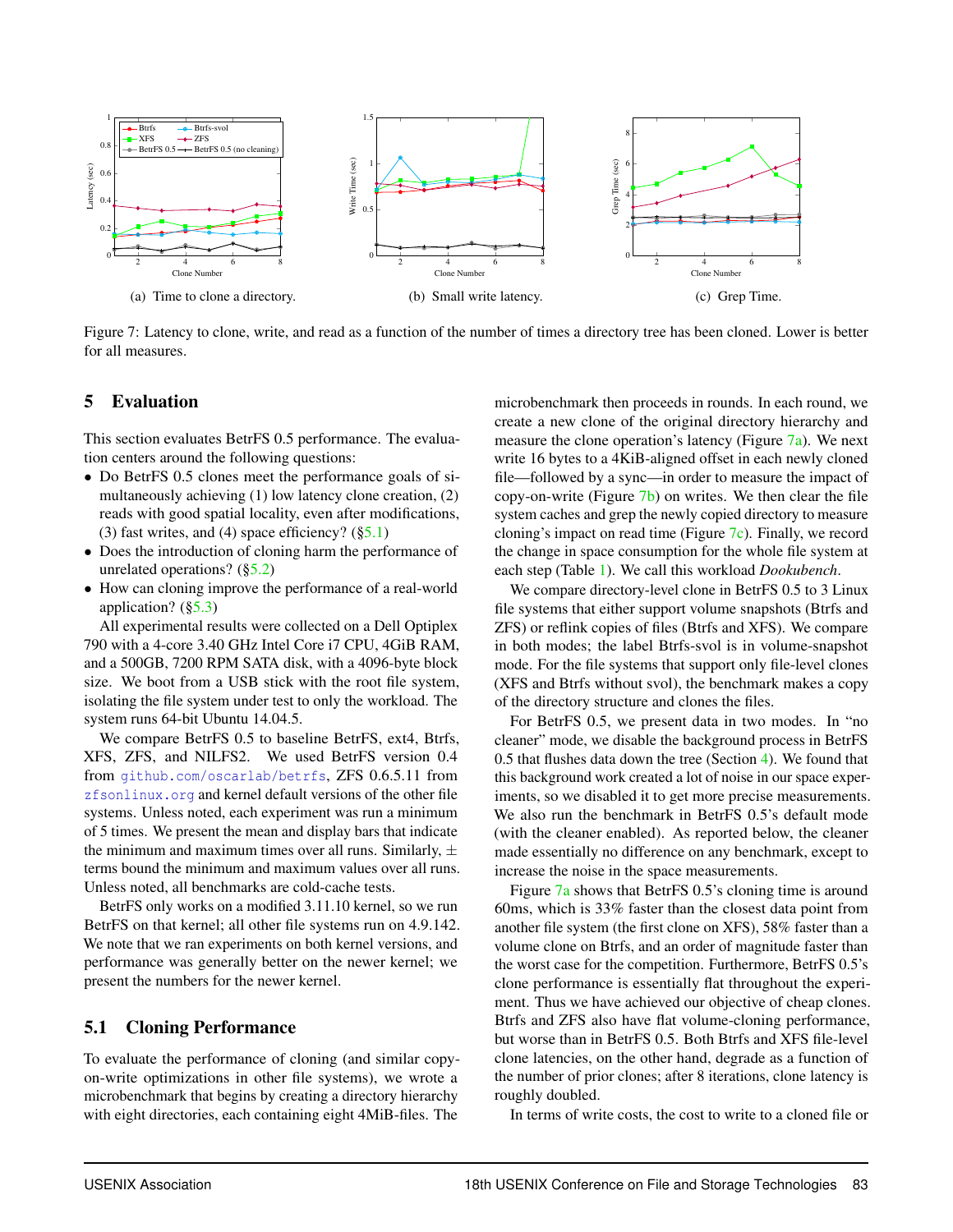(a) Time to clone a directory.

(b) Small write latency.

(c) Grep Time.

Figure 7: Latency to clone, write, and read as a function of the number of times a directory tree has been cloned. Lower is better for all measures.

## 5 Evaluation

This section evaluates BetrFS 0.5 performance. The evaluation centers around the following questions:

- Do BetrFS 0.5 clones meet the performance goals of simultaneously achieving (1) low latency clone creation, (2) reads with good spatial locality, even after modifications, (3) fast writes, and (4) space efficiency? (§5.1)
- Does the introduction of cloning harm the performance of unrelated operations? (§5.2)
- How can cloning improve the performance of a real-world application? (§5.3)

All experimental results were collected on a Dell Optiplex 790 with a 4-core 3.40 GHz Intel Core i7 CPU, 4GiB RAM, and a 500GB, 7200 RPM SATA disk, with a 4096-byte block size. We boot from a USB stick with the root file system, isolating the file system under test to only the workload. The system runs 64-bit Ubuntu 14.04.5.

We compare BetrFS 0.5 to baseline BetrFS, ext4, Btrfs, XFS, ZFS, and NILFS2. We used BetrFS version 0.4 from github.com/oscarlab/betrfs, ZFS 0.6.5.11 from zfsonlinux.org and kernel default versions of the other file systems. Unless noted, each experiment was run a minimum of 5 times. We present the mean and display bars that indicate the minimum and maximum times over all runs. Similarly, $\pm$ terms bound the minimum and maximum values over all runs. Unless noted, all benchmarks are cold-cache tests.

BetrFS only works on a modified 3.11.10 kernel, so we run BetrFS on that kernel; all other file systems run on 4.9.142. We note that we ran experiments on both kernel versions, and performance was generally better on the newer kernel; we present the numbers for the newer kernel.

### 5.1 Cloning Performance

To evaluate the performance of cloning (and similar copy-on-write optimizations in other file systems), we wrote a microbenchmark that begins by creating a directory hierarchy with eight directories, each containing eight 4MiB-files. The microbenchmark then proceeds in rounds. In each round, we create a new clone of the original directory hierarchy and measure the clone operation's latency (Figure 7a). We next write 16 bytes to a 4KiB-aligned offset in each newly cloned file—followed by a sync—in order to measure the impact of copy-on-write (Figure 7b) on writes. We then clear the file system caches and grep the newly copied directory to measure cloning's impact on read time (Figure 7c). Finally, we record the change in space consumption for the whole file system at each step (Table 1). We call this workload *Dookubench*.

We compare directory-level clone in BetrFS 0.5 to 3 Linux file systems that either support volume snapshots (Btrfs and ZFS) or reflink copies of files (Btrfs and XFS). We compare in both modes; the label Btrfs-svol is in volume-snapshot mode. For the file systems that support only file-level clones (XFS and Btrfs without svol), the benchmark makes a copy of the directory structure and clones the files.

For BetrFS 0.5, we present data in two modes. In "no cleaner" mode, we disable the background process in BetrFS 0.5 that flushes data down the tree (Section 4). We found that this background work created a lot of noise in our space experiments, so we disabled it to get more precise measurements. We also run the benchmark in BetrFS 0.5's default mode (with the cleaner enabled). As reported below, the cleaner made essentially no difference on any benchmark, except to increase the noise in the space measurements.

Figure 7a shows that BetrFS 0.5's cloning time is around 60ms, which is 33% faster than the closest data point from another file system (the first clone on XFS), 58% faster than a volume clone on Btrfs, and an order of magnitude faster than the worst case for the competition. Furthermore, BetrFS 0.5's clone performance is essentially flat throughout the experiment. Thus we have achieved our objective of cheap clones. Btrfs and ZFS also have flat volume-cloning performance, but worse than in BetrFS 0.5. Both Btrfs and XFS file-level clone latencies, on the other hand, degrade as a function of the number of prior clones; after 8 iterations, clone latency is roughly doubled.

In terms of write costs, the cost to write to a cloned file or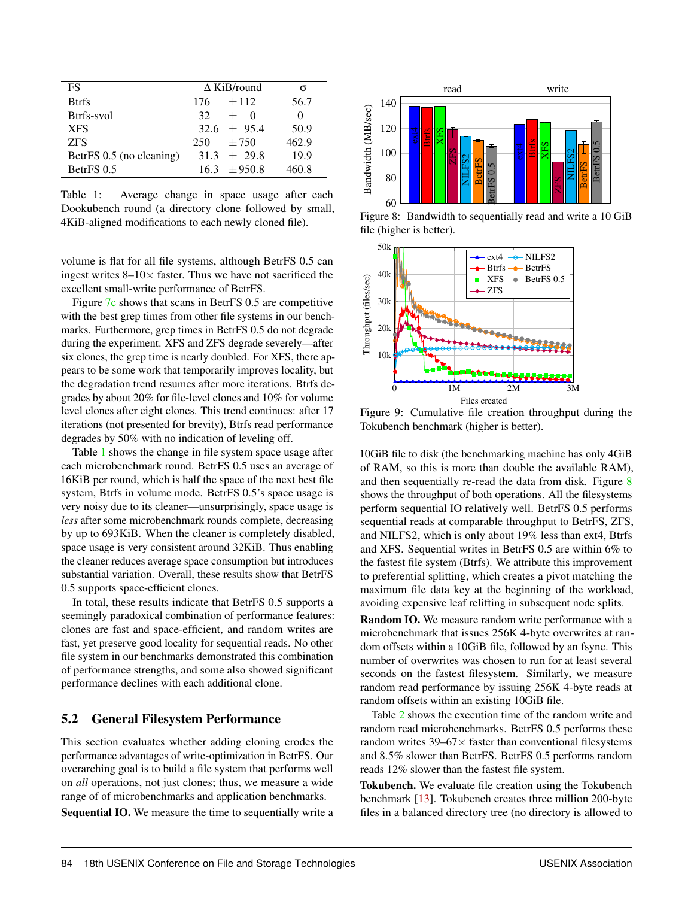| FS | Δ KiB/round | | σ |
|---|---|---|---|
| Btrfs | 176 | ±112 | 56.7 |
| Btrfs-svol | 32 | ± 0 | 0 |
| XFS | 32.6 | ± 95.4 | 50.9 |
| ZFS | 250 | ±750 | 462.9 |
| BetrFS 0.5 (no cleaning) | 31.3 | ± 29.8 | 19.9 |
| BetrFS 0.5 | 16.3 | ±950.8 | 460.8 |

Table 1: Average change in space usage after each Dookubench round (a directory clone followed by small, 4KiB-aligned modifications to each newly cloned file).

volume is flat for all file systems, although BetrFS 0.5 can ingest writes 8–10× faster. Thus we have not sacrificed the excellent small-write performance of BetrFS.

Figure 7c shows that scans in BetrFS 0.5 are competitive with the best grep times from other file systems in our benchmarks. Furthermore, grep times in BetrFS 0.5 do not degrade during the experiment. XFS and ZFS degrade severely—after six clones, the grep time is nearly doubled. For XFS, there appears to be some work that temporarily improves locality, but the degradation trend resumes after more iterations. Btrfs degrades by about 20% for file-level clones and 10% for volume level clones after eight clones. This trend continues: after 17 iterations (not presented for brevity), Btrfs read performance degrades by 50% with no indication of leveling off.

Table 1 shows the change in file system space usage after each microbenchmark round. BetrFS 0.5 uses an average of 16KiB per round, which is half the space of the next best file system, Btrfs in volume mode. BetrFS 0.5's space usage is very noisy due to its cleaner—unsurprisingly, space usage is *less* after some microbenchmark rounds complete, decreasing by up to 693KiB. When the cleaner is completely disabled, space usage is very consistent around 32KiB. Thus enabling the cleaner reduces average space consumption but introduces substantial variation. Overall, these results show that BetrFS 0.5 supports space-efficient clones.

In total, these results indicate that BetrFS 0.5 supports a seemingly paradoxical combination of performance features: clones are fast and space-efficient, and random writes are fast, yet preserve good locality for sequential reads. No other file system in our benchmarks demonstrated this combination of performance strengths, and some also showed significant performance declines with each additional clone.

## 5.2 General Filesystem Performance

This section evaluates whether adding cloning erodes the performance advantages of write-optimization in BetrFS. Our overarching goal is to build a file system that performs well on *all* operations, not just clones; thus, we measure a wide range of of microbenchmarks and application benchmarks.

**Sequential IO.** We measure the time to sequentially write a 10GiB file to disk (the benchmarking machine has only 4GiB of RAM, so this is more than double the available RAM), and then sequentially re-read the data from disk. Figure 8 shows the throughput of both operations. All the filesystems perform sequential IO relatively well. BetrFS 0.5 performs sequential reads at comparable throughput to BetrFS, ZFS, and NILFS2, which is only about 19% less than ext4, Btrfs and XFS. Sequential writes in BetrFS 0.5 are within 6% to the fastest file system (Btrfs). We attribute this improvement to preferential splitting, which creates a pivot matching the maximum file data key at the beginning of the workload, avoiding expensive leaf relifting in subsequent node splits.

Figure 8: Bandwidth to sequentially read and write a 10 GiB file (higher is better).

Figure 9: Cumulative file creation throughput during the Tokubench benchmark (higher is better).

**Random IO.** We measure random write performance with a microbenchmark that issues 256K 4-byte overwrites at random offsets within a 10GiB file, followed by an fsync. This number of overwrites was chosen to run for at least several seconds on the fastest filesystem. Similarly, we measure random read performance by issuing 256K 4-byte reads at random offsets within an existing 10GiB file.

Table 2 shows the execution time of the random write and random read microbenchmarks. BetrFS 0.5 performs these random writes 39–67× faster than conventional filesystems and 8.5% slower than BetrFS. BetrFS 0.5 performs random reads 12% slower than the fastest file system.

**Tokubench.** We evaluate file creation using the Tokubench benchmark [13]. Tokubench creates three million 200-byte files in a balanced directory tree (no directory is allowed to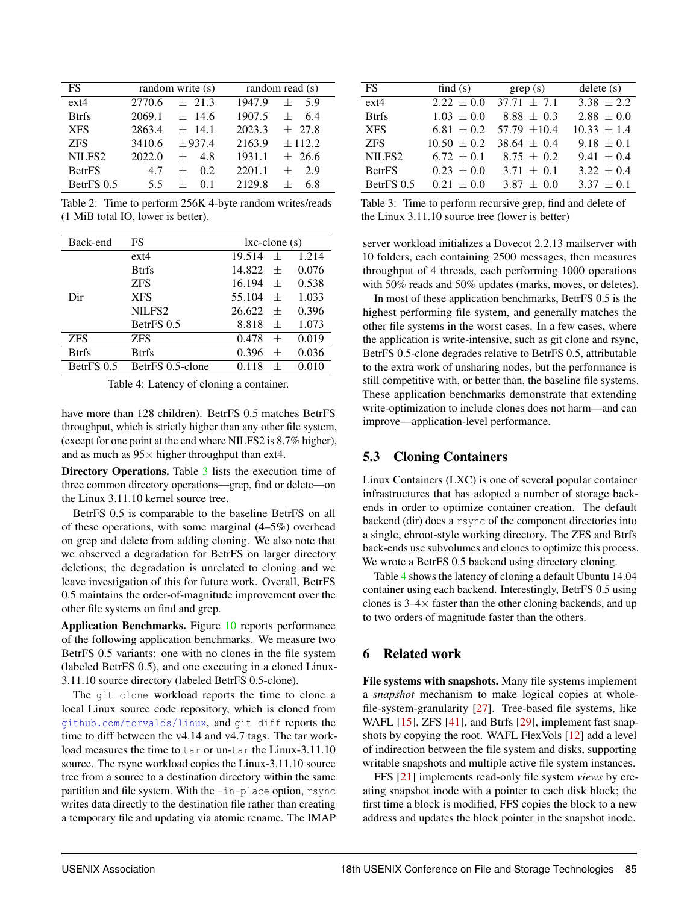| FS | random write (s) | random read (s) |
|---|---|---|
| ext4 | 2770.6 ± 21.3 | 1947.9 ± 5.9 |
| Btrfs | 2069.1 ± 14.6 | 1907.5 ± 6.4 |
| XFS | 2863.4 ± 14.1 | 2023.3 ± 27.8 |
| ZFS | 3410.6 ±937.4 | 2163.9 ±112.2 |
| NILFS2 | 2022.0 ± 4.8 | 1931.1 ± 26.6 |
| BetrFS | 4.7 ± 0.2 | 2201.1 ± 2.9 |
| BetrFS 0.5 | 5.5 ± 0.1 | 2129.8 ± 6.8 |

Table 2: Time to perform 256K 4-byte random writes/reads (1 MiB total IO, lower is better).

| FS | find (s) | grep (s) | delete (s) |
|---|---|---|---|
| ext4 | 2.22 ± 0.0 | 37.71 ± 7.1 | 3.38 ± 2.2 |
| Btrfs | 1.03 ± 0.0 | 8.88 ± 0.3 | 2.88 ± 0.0 |
| XFS | 6.81 ± 0.2 | 57.79 ±10.4 | 10.33 ± 1.4 |
| ZFS | 10.50 ± 0.2 | 38.64 ± 0.4 | 9.18 ± 0.1 |
| NILFS2 | 6.72 ± 0.1 | 8.75 ± 0.2 | 9.41 ± 0.4 |
| BetrFS | 0.23 ± 0.0 | 3.71 ± 0.1 | 3.22 ± 0.4 |
| BetrFS 0.5 | 0.21 ± 0.0 | 3.87 ± 0.0 | 3.37 ± 0.1 |

Table 3: Time to perform recursive grep, find and delete of the Linux 3.11.10 source tree (lower is better)

| Back-end | FS | lxc-clone (s) |
|---|---|---|
| Dir | ext4 | 19.514 ± 1.214 |
| | Btrfs | 14.822 ± 0.076 |
| | ZFS | 16.194 ± 0.538 |
| | XFS | 55.104 ± 1.033 |
| | NILFS2 | 26.622 ± 0.396 |
| | BetrFS 0.5 | 8.818 ± 1.073 |
| ZFS | ZFS | 0.478 ± 0.019 |
| Btrfs | Btrfs | 0.396 ± 0.036 |
| BetrFS 0.5 | BetrFS 0.5-clone | 0.118 ± 0.010 |

Table 4: Latency of cloning a container.

have more than 128 children). BetrFS 0.5 matches BetrFS throughput, which is strictly higher than any other file system, (except for one point at the end where NILFS2 is 8.7% higher), and as much as 95× higher throughput than ext4.

**Directory Operations.** Table 3 lists the execution time of three common directory operations—grep, find or delete—on the Linux 3.11.10 kernel source tree.

BetrFS 0.5 is comparable to the baseline BetrFS on all of these operations, with some marginal (4–5%) overhead on grep and delete from adding cloning. We also note that we observed a degradation for BetrFS on larger directory deletions; the degradation is unrelated to cloning and we leave investigation of this for future work. Overall, BetrFS 0.5 maintains the order-of-magnitude improvement over the other file systems on find and grep.

**Application Benchmarks.** Figure 10 reports performance of the following application benchmarks. We measure two BetrFS 0.5 variants: one with no clones in the file system (labeled BetrFS 0.5), and one executing in a cloned Linux-3.11.10 source directory (labeled BetrFS 0.5-clone).

The `git clone` workload reports the time to clone a local Linux source code repository, which is cloned from `github.com/torvalds/linux`, and `git diff` reports the time to diff between the v4.14 and v4.7 tags. The tar workload measures the time to `tar` or un-`tar` the Linux-3.11.10 source. The rsync workload copies the Linux-3.11.10 source tree from a source to a destination directory within the same partition and file system. With the `-in-place` option, `rsync` writes data directly to the destination file rather than creating a temporary file and updating via atomic rename. The IMAP server workload initializes a Dovecot 2.2.13 mailserver with 10 folders, each containing 2500 messages, then measures throughput of 4 threads, each performing 1000 operations with 50% reads and 50% updates (marks, moves, or deletes).

In most of these application benchmarks, BetrFS 0.5 is the highest performing file system, and generally matches the other file systems in the worst cases. In a few cases, where the application is write-intensive, such as git clone and rsync, BetrFS 0.5-clone degrades relative to BetrFS 0.5, attributable to the extra work of unsharing nodes, but the performance is still competitive with, or better than, the baseline file systems. These application benchmarks demonstrate that extending write-optimization to include clones does not harm—and can improve—application-level performance.

## 5.3 Cloning Containers

Linux Containers (LXC) is one of several popular container infrastructures that has adopted a number of storage backends in order to optimize container creation. The default backend (dir) does a `rsync` of the component directories into a single, chroot-style working directory. The ZFS and Btrfs back-ends use subvolumes and clones to optimize this process. We wrote a BetrFS 0.5 backend using directory cloning.

Table 4 shows the latency of cloning a default Ubuntu 14.04 container using each backend. Interestingly, BetrFS 0.5 using clones is 3–4× faster than the other cloning backends, and up to two orders of magnitude faster than the others.

# 6 Related work

**File systems with snapshots.** Many file systems implement a *snapshot* mechanism to make logical copies at whole-file-system-granularity [27]. Tree-based file systems, like WAFL [15], ZFS [41], and Btrfs [29], implement fast snapshots by copying the root. WAFL FlexVols [12] add a level of indirection between the file system and disks, supporting writable snapshots and multiple active file system instances.

FFS [21] implements read-only file system *views* by creating snapshot inode with a pointer to each disk block; the first time a block is modified, FFS copies the block to a new address and updates the block pointer in the snapshot inode.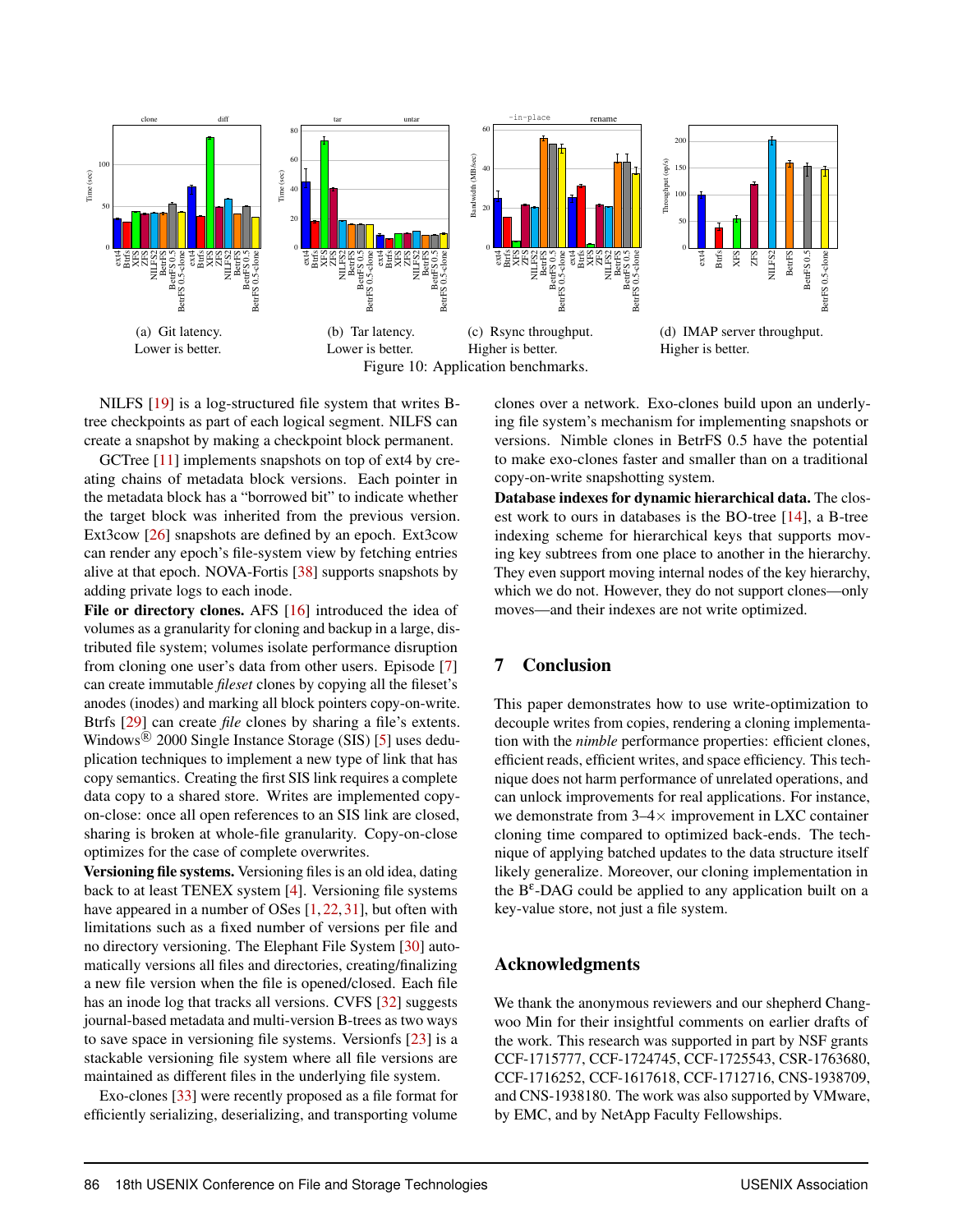(a) Git latency. Lower is better.

(b) Tar latency. Lower is better.

(c) Rsync throughput. Higher is better.

(d) IMAP server throughput. Higher is better.

Figure 10: Application benchmarks.

NILFS [19] is a log-structured file system that writes B-tree checkpoints as part of each logical segment. NILFS can create a snapshot by making a checkpoint block permanent.

GCTree [11] implements snapshots on top of ext4 by creating chains of metadata block versions. Each pointer in the metadata block has a "borrowed bit" to indicate whether the target block was inherited from the previous version. Ext3cow [26] snapshots are defined by an epoch. Ext3cow can render any epoch's file-system view by fetching entries alive at that epoch. NOVA-Fortis [38] supports snapshots by adding private logs to each inode.

**File or directory clones.** AFS [16] introduced the idea of volumes as a granularity for cloning and backup in a large, distributed file system; volumes isolate performance disruption from cloning one user's data from other users. Episode [7] can create immutable *fileset* clones by copying all the fileset's anodes (inodes) and marking all block pointers copy-on-write. Btrfs [29] can create *file* clones by sharing a file's extents. Windows® 2000 Single Instance Storage (SIS) [5] uses deduplication techniques to implement a new type of link that has copy semantics. Creating the first SIS link requires a complete data copy to a shared store. Writes are implemented copy-on-close: once all open references to an SIS link are closed, sharing is broken at whole-file granularity. Copy-on-close optimizes for the case of complete overwrites.

**Versioning file systems.** Versioning files is an old idea, dating back to at least TENEX system [4]. Versioning file systems have appeared in a number of OSes [1, 22, 31], but often with limitations such as a fixed number of versions per file and no directory versioning. The Elephant File System [30] automatically versions all files and directories, creating/finalizing a new file version when the file is opened/closed. Each file has an inode log that tracks all versions. CVFS [32] suggests journal-based metadata and multi-version B-trees as two ways to save space in versioning file systems. Versionfs [23] is a stackable versioning file system where all file versions are maintained as different files in the underlying file system.

Exo-clones [33] were recently proposed as a file format for efficiently serializing, deserializing, and transporting volume clones over a network. Exo-clones build upon an underlying file system's mechanism for implementing snapshots or versions. Nimble clones in BetrFS 0.5 have the potential to make exo-clones faster and smaller than on a traditional copy-on-write snapshotting system.

**Database indexes for dynamic hierarchical data.** The closest work to ours in databases is the BO-tree [14], a B-tree indexing scheme for hierarchical keys that supports moving key subtrees from one place to another in the hierarchy. They even support moving internal nodes of the key hierarchy, which we do not. However, they do not support clones—only moves—and their indexes are not write optimized.

## 7 Conclusion

This paper demonstrates how to use write-optimization to decouple writes from copies, rendering a cloning implementation with the *nimble* performance properties: efficient clones, efficient reads, efficient writes, and space efficiency. This technique does not harm performance of unrelated operations, and can unlock improvements for real applications. For instance, we demonstrate from 3–4× improvement in LXC container cloning time compared to optimized back-ends. The technique of applying batched updates to the data structure itself likely generalize. Moreover, our cloning implementation in the $B^{\varepsilon}$-DAG could be applied to any application built on a key-value store, not just a file system.

## Acknowledgments

We thank the anonymous reviewers and our shepherd Changwoo Min for their insightful comments on earlier drafts of the work. This research was supported in part by NSF grants CCF-1715777, CCF-1724745, CCF-1725543, CSR-1763680, CCF-1716252, CCF-1617618, CCF-1712716, CNS-1938709, and CNS-1938180. The work was also supported by VMware, by EMC, and by NetApp Faculty Fellowships.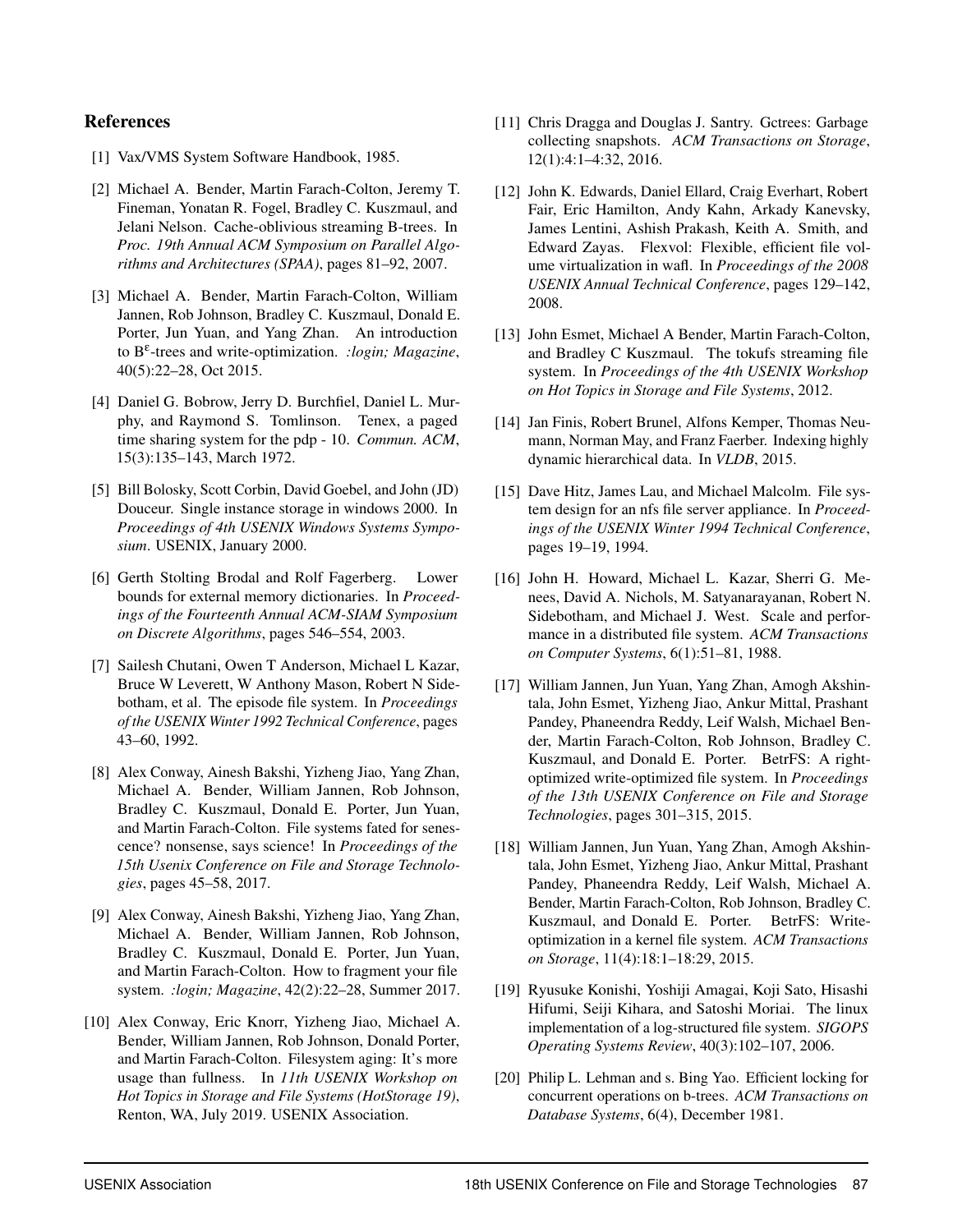## References

[1] Vax/VMS System Software Handbook, 1985.

[2] Michael A. Bender, Martin Farach-Colton, Jeremy T. Fineman, Yonatan R. Fogel, Bradley C. Kuszmaul, and Jelani Nelson. Cache-oblivious streaming B-trees. In *Proc. 19th Annual ACM Symposium on Parallel Algorithms and Architectures (SPAA)*, pages 81–92, 2007.

[3] Michael A. Bender, Martin Farach-Colton, William Jannen, Rob Johnson, Bradley C. Kuszmaul, Donald E. Porter, Jun Yuan, and Yang Zhan. An introduction to $B^{\varepsilon}$-trees and write-optimization. *:login; Magazine*, 40(5):22–28, Oct 2015.

[4] Daniel G. Bobrow, Jerry D. Burchfiel, Daniel L. Murphy, and Raymond S. Tomlinson. Tenex, a paged time sharing system for the pdp - 10. *Commun. ACM*, 15(3):135–143, March 1972.

[5] Bill Bolosky, Scott Corbin, David Goebel, and John (JD) Douceur. Single instance storage in windows 2000. In *Proceedings of 4th USENIX Windows Systems Symposium*. USENIX, January 2000.

[6] Gerth Stolting Brodal and Rolf Fagerberg. Lower bounds for external memory dictionaries. In *Proceedings of the Fourteenth Annual ACM-SIAM Symposium on Discrete Algorithms*, pages 546–554, 2003.

[7] Sailesh Chutani, Owen T Anderson, Michael L Kazar, Bruce W Leverett, W Anthony Mason, Robert N Sidebotham, et al. The episode file system. In *Proceedings of the USENIX Winter 1992 Technical Conference*, pages 43–60, 1992.

[8] Alex Conway, Ainesh Bakshi, Yizheng Jiao, Yang Zhan, Michael A. Bender, William Jannen, Rob Johnson, Bradley C. Kuszmaul, Donald E. Porter, Jun Yuan, and Martin Farach-Colton. File systems fated for senescence? nonsense, says science! In *Proceedings of the 15th Usenix Conference on File and Storage Technologies*, pages 45–58, 2017.

[9] Alex Conway, Ainesh Bakshi, Yizheng Jiao, Yang Zhan, Michael A. Bender, William Jannen, Rob Johnson, Bradley C. Kuszmaul, Donald E. Porter, Jun Yuan, and Martin Farach-Colton. How to fragment your file system. *:login; Magazine*, 42(2):22–28, Summer 2017.

[10] Alex Conway, Eric Knorr, Yizheng Jiao, Michael A. Bender, William Jannen, Rob Johnson, Donald Porter, and Martin Farach-Colton. Filesystem aging: It's more usage than fullness. In *11th USENIX Workshop on Hot Topics in Storage and File Systems (HotStorage 19)*, Renton, WA, July 2019. USENIX Association.

[11] Chris Dragga and Douglas J. Santry. Gctrees: Garbage collecting snapshots. *ACM Transactions on Storage*, 12(1):4:1–4:32, 2016.

[12] John K. Edwards, Daniel Ellard, Craig Everhart, Robert Fair, Eric Hamilton, Andy Kahn, Arkady Kanevsky, James Lentini, Ashish Prakash, Keith A. Smith, and Edward Zayas. Flexvol: Flexible, efficient file volume virtualization in wafl. In *Proceedings of the 2008 USENIX Annual Technical Conference*, pages 129–142, 2008.

[13] John Esmet, Michael A Bender, Martin Farach-Colton, and Bradley C Kuszmaul. The tokufs streaming file system. In *Proceedings of the 4th USENIX Workshop on Hot Topics in Storage and File Systems*, 2012.

[14] Jan Finis, Robert Brunel, Alfons Kemper, Thomas Neumann, Norman May, and Franz Faerber. Indexing highly dynamic hierarchical data. In *VLDB*, 2015.

[15] Dave Hitz, James Lau, and Michael Malcolm. File system design for an nfs file server appliance. In *Proceedings of the USENIX Winter 1994 Technical Conference*, pages 19–19, 1994.

[16] John H. Howard, Michael L. Kazar, Sherri G. Menees, David A. Nichols, M. Satyanarayanan, Robert N. Sidebotham, and Michael J. West. Scale and performance in a distributed file system. *ACM Transactions on Computer Systems*, 6(1):51–81, 1988.

[17] William Jannen, Jun Yuan, Yang Zhan, Amogh Akshintala, John Esmet, Yizheng Jiao, Ankur Mittal, Prashant Pandey, Phaneendra Reddy, Leif Walsh, Michael Bender, Martin Farach-Colton, Rob Johnson, Bradley C. Kuszmaul, and Donald E. Porter. BetrFS: A right-optimized write-optimized file system. In *Proceedings of the 13th USENIX Conference on File and Storage Technologies*, pages 301–315, 2015.

[18] William Jannen, Jun Yuan, Yang Zhan, Amogh Akshintala, John Esmet, Yizheng Jiao, Ankur Mittal, Prashant Pandey, Phaneendra Reddy, Leif Walsh, Michael A. Bender, Martin Farach-Colton, Rob Johnson, Bradley C. Kuszmaul, and Donald E. Porter. BetrFS: Write-optimization in a kernel file system. *ACM Transactions on Storage*, 11(4):18:1–18:29, 2015.

[19] Ryusuke Konishi, Yoshiji Amagai, Koji Sato, Hisashi Hifumi, Seiji Kihara, and Satoshi Moriai. The linux implementation of a log-structured file system. *SIGOPS Operating Systems Review*, 40(3):102–107, 2006.

[20] Philip L. Lehman and s. Bing Yao. Efficient locking for concurrent operations on b-trees. *ACM Transactions on Database Systems*, 6(4), December 1981.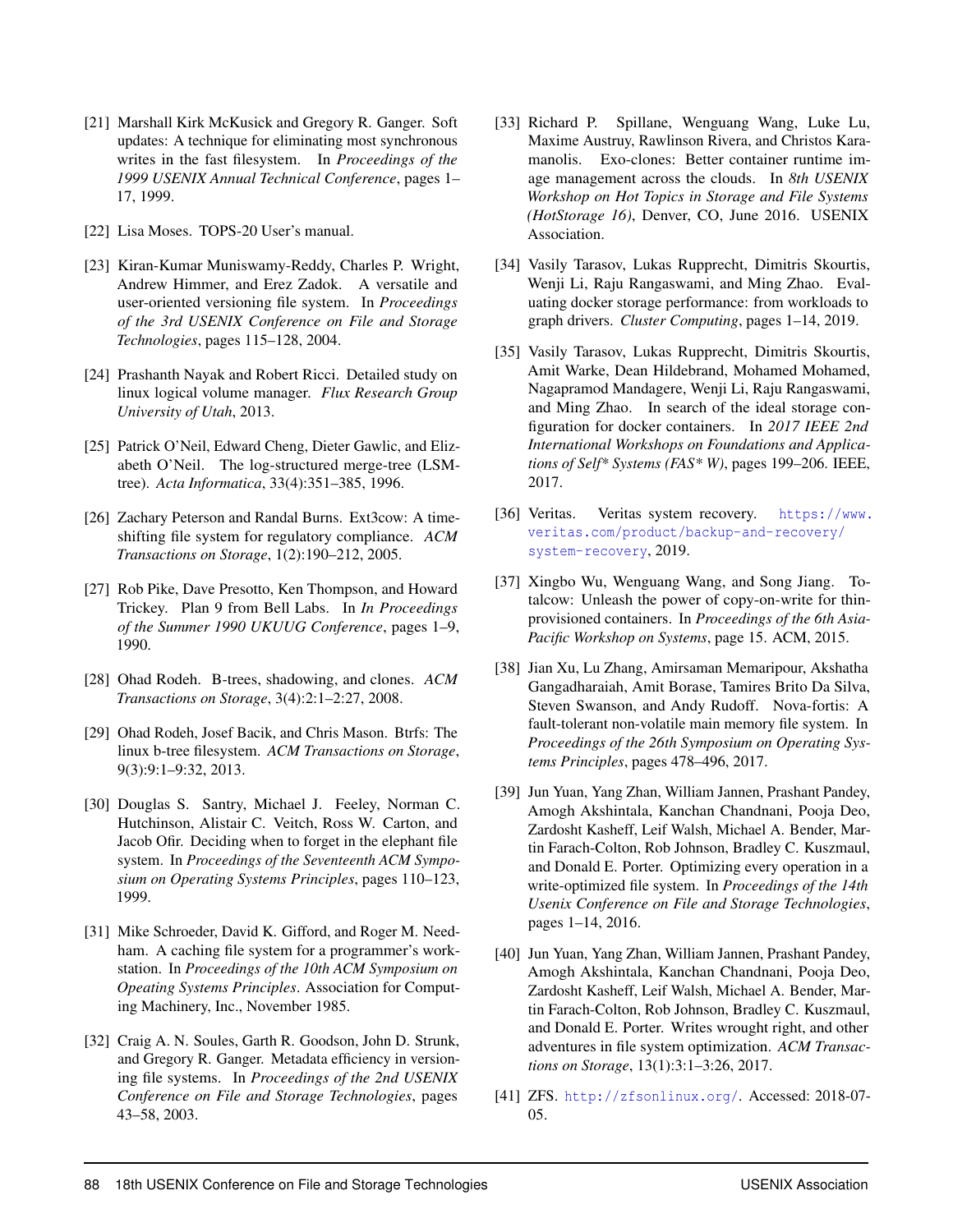[21] Marshall Kirk McKusick and Gregory R. Ganger. Soft updates: A technique for eliminating most synchronous writes in the fast filesystem. In *Proceedings of the 1999 USENIX Annual Technical Conference*, pages 1–17, 1999.

[22] Lisa Moses. TOPS-20 User's manual.

[23] Kiran-Kumar Muniswamy-Reddy, Charles P. Wright, Andrew Himmer, and Erez Zadok. A versatile and user-oriented versioning file system. In *Proceedings of the 3rd USENIX Conference on File and Storage Technologies*, pages 115–128, 2004.

[24] Prashanth Nayak and Robert Ricci. Detailed study on linux logical volume manager. *Flux Research Group University of Utah*, 2013.

[25] Patrick O'Neil, Edward Cheng, Dieter Gawlic, and Elizabeth O'Neil. The log-structured merge-tree (LSM-tree). *Acta Informatica*, 33(4):351–385, 1996.

[26] Zachary Peterson and Randal Burns. Ext3cow: A time-shifting file system for regulatory compliance. *ACM Transactions on Storage*, 1(2):190–212, 2005.

[27] Rob Pike, Dave Presotto, Ken Thompson, and Howard Trickey. Plan 9 from Bell Labs. In *In Proceedings of the Summer 1990 UKUUG Conference*, pages 1–9, 1990.

[28] Ohad Rodeh. B-trees, shadowing, and clones. *ACM Transactions on Storage*, 3(4):2:1–2:27, 2008.

[29] Ohad Rodeh, Josef Bacik, and Chris Mason. Btrfs: The linux b-tree filesystem. *ACM Transactions on Storage*, 9(3):9:1–9:32, 2013.

[30] Douglas S. Santry, Michael J. Feeley, Norman C. Hutchinson, Alistair C. Veitch, Ross W. Carton, and Jacob Ofir. Deciding when to forget in the elephant file system. In *Proceedings of the Seventeenth ACM Symposium on Operating Systems Principles*, pages 110–123, 1999.

[31] Mike Schroeder, David K. Gifford, and Roger M. Needham. A caching file system for a programmer's workstation. In *Proceedings of the 10th ACM Symposium on Opeating Systems Principles*. Association for Computing Machinery, Inc., November 1985.

[32] Craig A. N. Soules, Garth R. Goodson, John D. Strunk, and Gregory R. Ganger. Metadata efficiency in versioning file systems. In *Proceedings of the 2nd USENIX Conference on File and Storage Technologies*, pages 43–58, 2003.

[33] Richard P. Spillane, Wenguang Wang, Luke Lu, Maxime Austruy, Rawlinson Rivera, and Christos Karamanolis. Exo-clones: Better container runtime image management across the clouds. In *8th USENIX Workshop on Hot Topics in Storage and File Systems (HotStorage 16)*, Denver, CO, June 2016. USENIX Association.

[34] Vasily Tarasov, Lukas Rupprecht, Dimitris Skourtis, Wenji Li, Raju Rangaswami, and Ming Zhao. Evaluating docker storage performance: from workloads to graph drivers. *Cluster Computing*, pages 1–14, 2019.

[35] Vasily Tarasov, Lukas Rupprecht, Dimitris Skourtis, Amit Warke, Dean Hildebrand, Mohamed Mohamed, Nagapramod Mandagere, Wenji Li, Raju Rangaswami, and Ming Zhao. In search of the ideal storage configuration for docker containers. In *2017 IEEE 2nd International Workshops on Foundations and Applications of Self* Systems (FAS* W)*, pages 199–206. IEEE, 2017.

[36] Veritas. Veritas system recovery. https://www.veritas.com/product/backup-and-recovery/system-recovery, 2019.

[37] Xingbo Wu, Wenguang Wang, and Song Jiang. Totalcow: Unleash the power of copy-on-write for thin-provisioned containers. In *Proceedings of the 6th Asia-Pacific Workshop on Systems*, page 15. ACM, 2015.

[38] Jian Xu, Lu Zhang, Amirsaman Memaripour, Akshatha Gangadharaiah, Amit Borase, Tamires Brito Da Silva, Steven Swanson, and Andy Rudoff. Nova-fortis: A fault-tolerant non-volatile main memory file system. In *Proceedings of the 26th Symposium on Operating Systems Principles*, pages 478–496, 2017.

[39] Jun Yuan, Yang Zhan, William Jannen, Prashant Pandey, Amogh Akshintala, Kanchan Chandnani, Pooja Deo, Zardosht Kasheff, Leif Walsh, Michael A. Bender, Martin Farach-Colton, Rob Johnson, Bradley C. Kuszmaul, and Donald E. Porter. Optimizing every operation in a write-optimized file system. In *Proceedings of the 14th Usenix Conference on File and Storage Technologies*, pages 1–14, 2016.

[40] Jun Yuan, Yang Zhan, William Jannen, Prashant Pandey, Amogh Akshintala, Kanchan Chandnani, Pooja Deo, Zardosht Kasheff, Leif Walsh, Michael A. Bender, Martin Farach-Colton, Rob Johnson, Bradley C. Kuszmaul, and Donald E. Porter. Writes wrought right, and other adventures in file system optimization. *ACM Transactions on Storage*, 13(1):3:1–3:26, 2017.

[41] ZFS. http://zfsonlinux.org/. Accessed: 2018-07-05.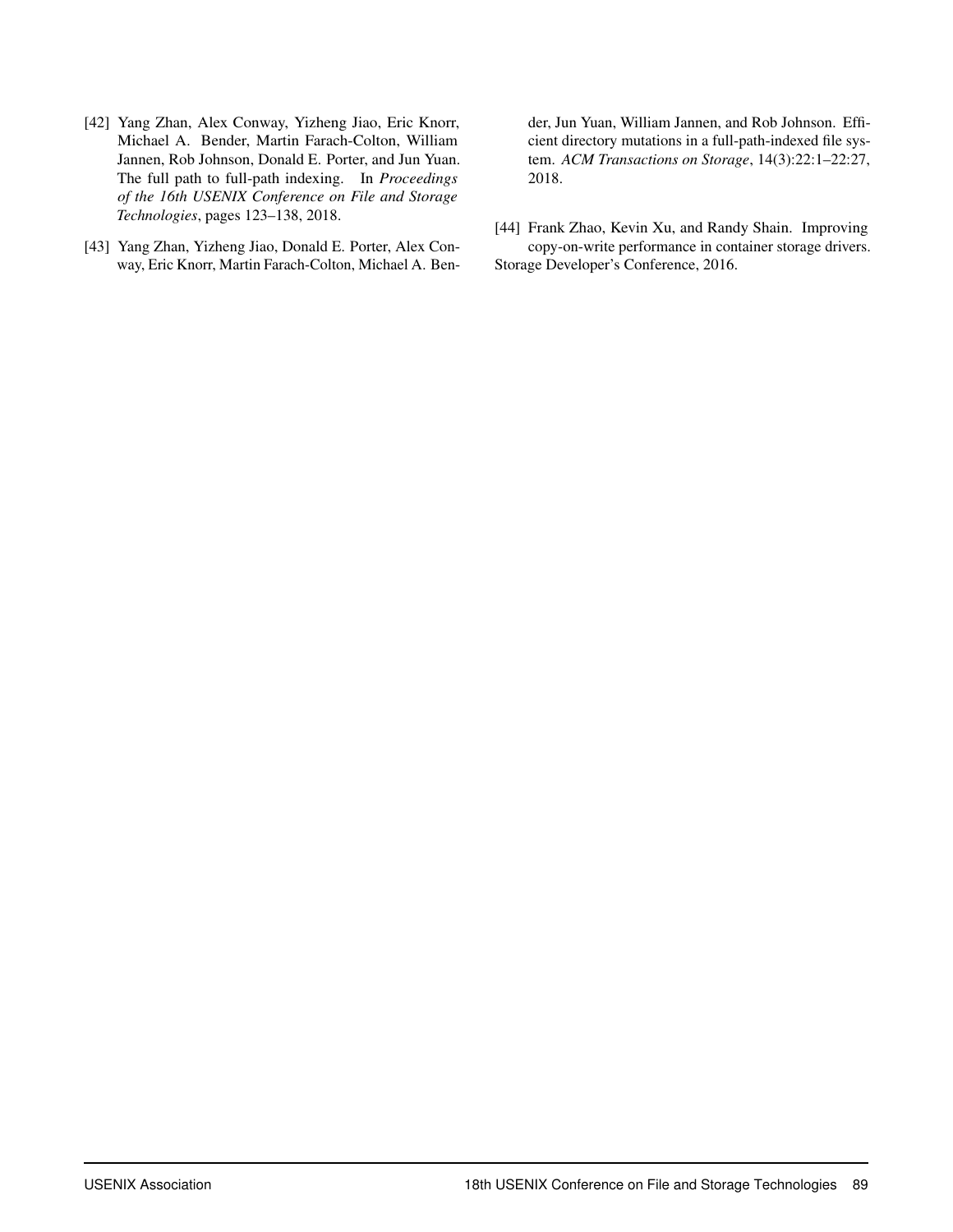[42] Yang Zhan, Alex Conway, Yizheng Jiao, Eric Knorr, Michael A. Bender, Martin Farach-Colton, William Jannen, Rob Johnson, Donald E. Porter, and Jun Yuan. The full path to full-path indexing. In *Proceedings of the 16th USENIX Conference on File and Storage Technologies*, pages 123–138, 2018.

[43] Yang Zhan, Yizheng Jiao, Donald E. Porter, Alex Conway, Eric Knorr, Martin Farach-Colton, Michael A. Bender, Jun Yuan, William Jannen, and Rob Johnson. Efficient directory mutations in a full-path-indexed file system. *ACM Transactions on Storage*, 14(3):22:1–22:27, 2018.

[44] Frank Zhao, Kevin Xu, and Randy Shain. Improving copy-on-write performance in container storage drivers. Storage Developer's Conference, 2016.